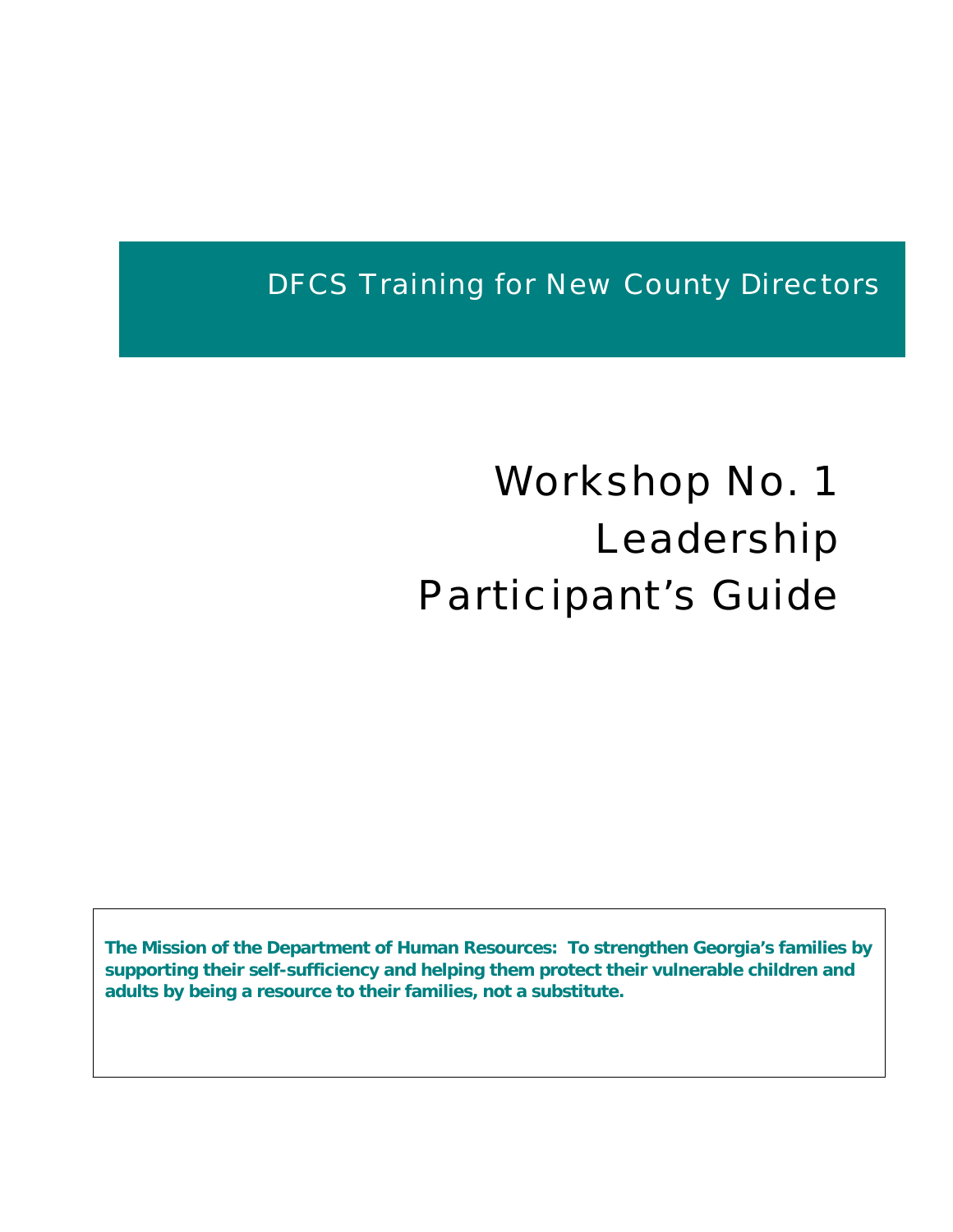DFCS Training for New County Directors

# Workshop No. 1
# Leadership
# Participant's Guide

**The Mission of the Department of Human Resources: To strengthen Georgia's families by supporting their self-sufficiency and helping them protect their vulnerable children and adults by being a resource to their families, not a substitute.**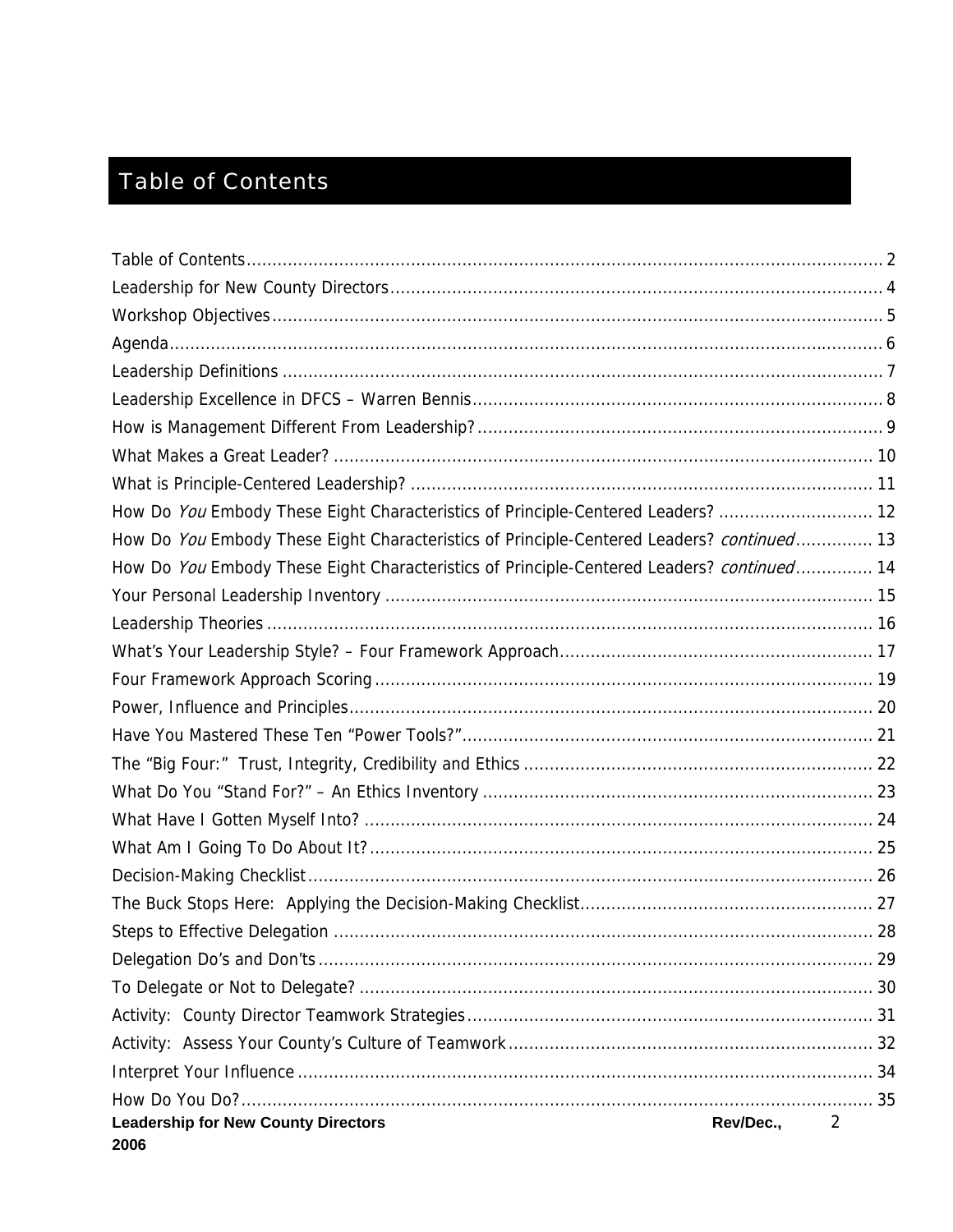# Table of Contents

Table of Contents .......... 2
Leadership for New County Directors .......... 4
Workshop Objectives .......... 5
Agenda .......... 6
Leadership Definitions .......... 7
Leadership Excellence in DFCS – Warren Bennis .......... 8
How is Management Different From Leadership? .......... 9
What Makes a Great Leader? .......... 10
What is Principle-Centered Leadership? .......... 11
How Do *You* Embody These Eight Characteristics of Principle-Centered Leaders? .......... 12
How Do *You* Embody These Eight Characteristics of Principle-Centered Leaders? *continued* .......... 13
How Do *You* Embody These Eight Characteristics of Principle-Centered Leaders? *continued* .......... 14
Your Personal Leadership Inventory .......... 15
Leadership Theories .......... 16
What's Your Leadership Style? – Four Framework Approach .......... 17
Four Framework Approach Scoring .......... 19
Power, Influence and Principles .......... 20
Have You Mastered These Ten "Power Tools?" .......... 21
The "Big Four:" Trust, Integrity, Credibility and Ethics .......... 22
What Do You "Stand For?" – An Ethics Inventory .......... 23
What Have I Gotten Myself Into? .......... 24
What Am I Going To Do About It? .......... 25
Decision-Making Checklist .......... 26
The Buck Stops Here: Applying the Decision-Making Checklist .......... 27
Steps to Effective Delegation .......... 28
Delegation Do's and Don'ts .......... 29
To Delegate or Not to Delegate? .......... 30
Activity: County Director Teamwork Strategies .......... 31
Activity: Assess Your County's Culture of Teamwork .......... 32
Interpret Your Influence .......... 34
How Do You Do? .......... 35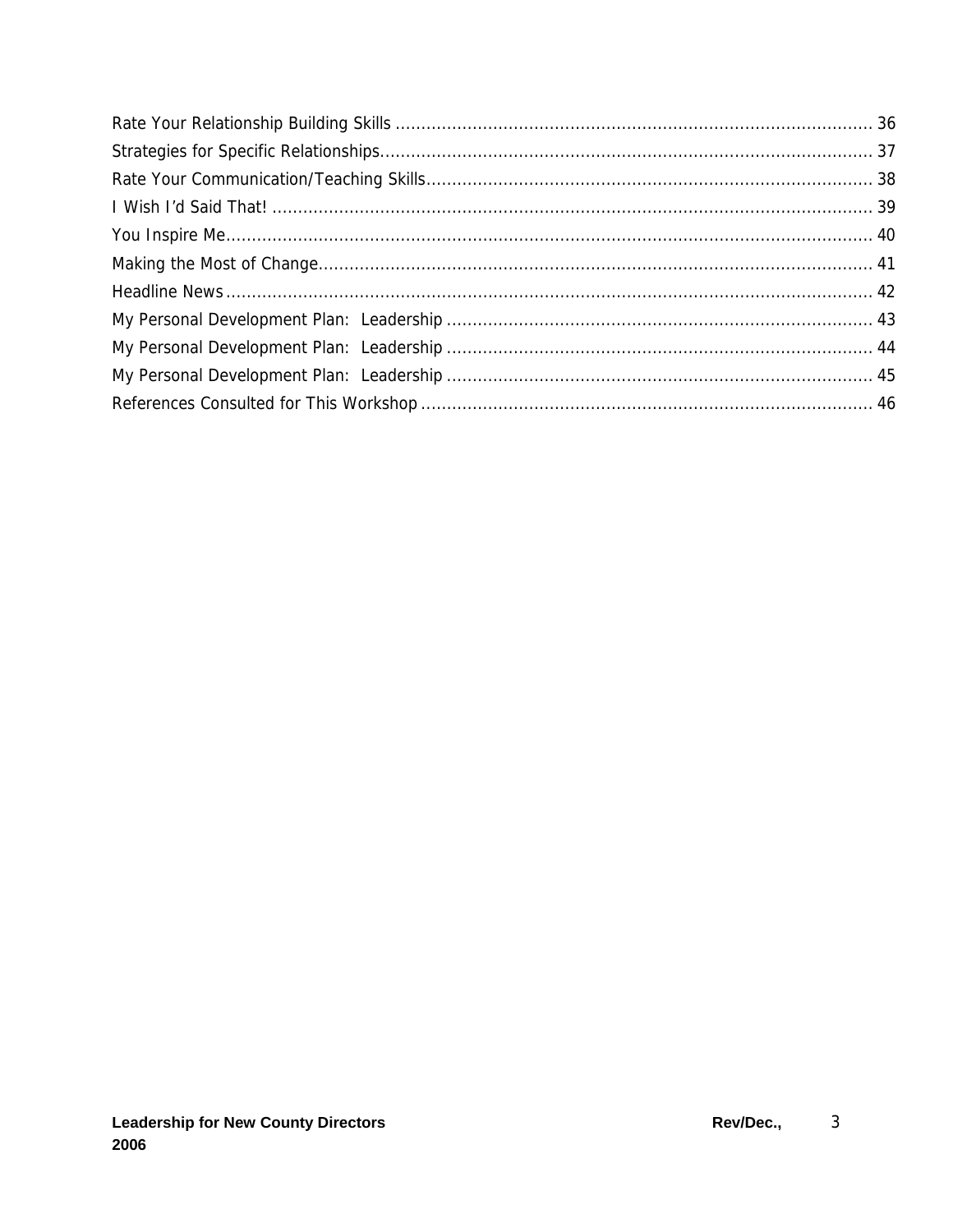Rate Your Relationship Building Skills ............................................................................................ 36
Strategies for Specific Relationships............................................................................................... 37
Rate Your Communication/Teaching Skills...................................................................................... 38
I Wish I'd Said That! ..................................................................................................................... 39
You Inspire Me.............................................................................................................................. 40
Making the Most of Change........................................................................................................... 41
Headline News .............................................................................................................................. 42
My Personal Development Plan:  Leadership .................................................................................. 43
My Personal Development Plan:  Leadership .................................................................................. 44
My Personal Development Plan:  Leadership .................................................................................. 45
References Consulted for This Workshop ....................................................................................... 46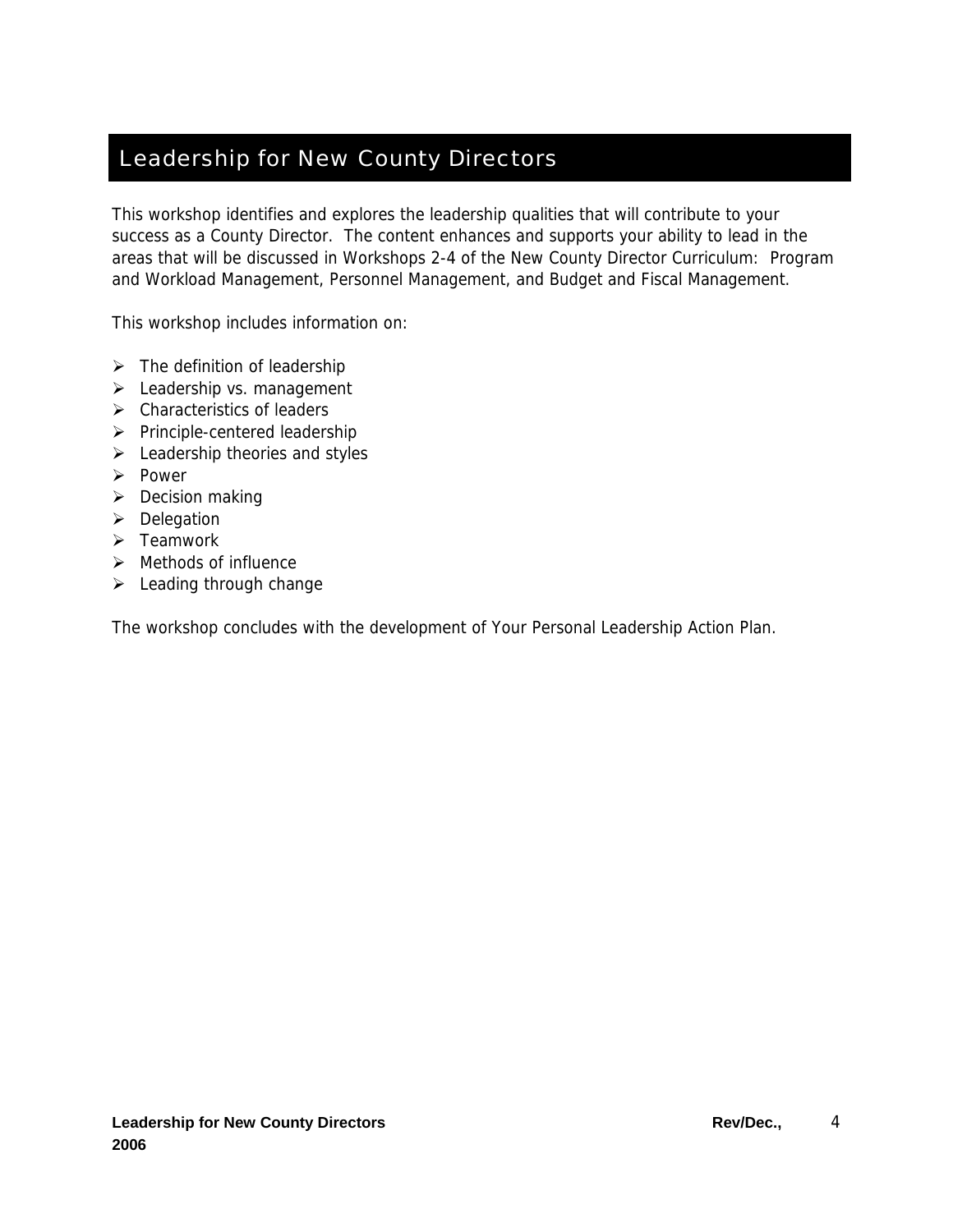# Leadership for New County Directors

This workshop identifies and explores the leadership qualities that will contribute to your success as a County Director. The content enhances and supports your ability to lead in the areas that will be discussed in Workshops 2-4 of the New County Director Curriculum: Program and Workload Management, Personnel Management, and Budget and Fiscal Management.

This workshop includes information on:

- The definition of leadership
- Leadership vs. management
- Characteristics of leaders
- Principle-centered leadership
- Leadership theories and styles
- Power
- Decision making
- Delegation
- Teamwork
- Methods of influence
- Leading through change

The workshop concludes with the development of Your Personal Leadership Action Plan.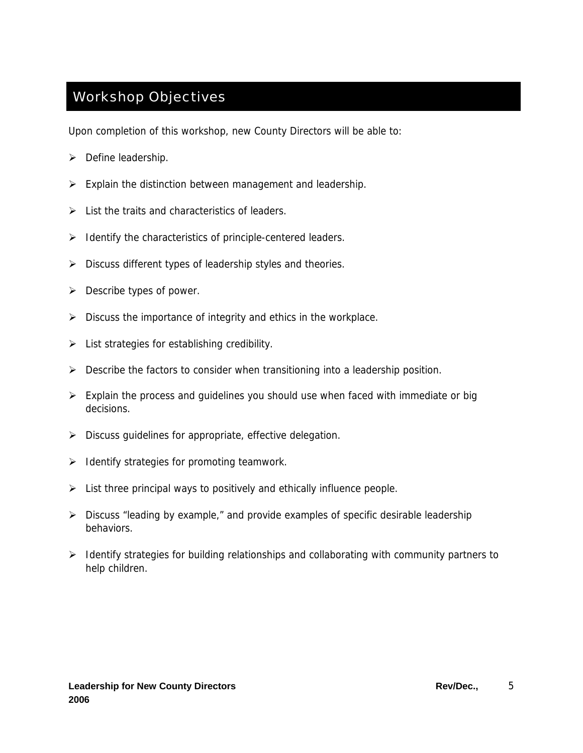# Workshop Objectives

Upon completion of this workshop, new County Directors will be able to:

- Define leadership.
- Explain the distinction between management and leadership.
- List the traits and characteristics of leaders.
- Identify the characteristics of principle-centered leaders.
- Discuss different types of leadership styles and theories.
- Describe types of power.
- Discuss the importance of integrity and ethics in the workplace.
- List strategies for establishing credibility.
- Describe the factors to consider when transitioning into a leadership position.
- Explain the process and guidelines you should use when faced with immediate or big decisions.
- Discuss guidelines for appropriate, effective delegation.
- Identify strategies for promoting teamwork.
- List three principal ways to positively and ethically influence people.
- Discuss "leading by example," and provide examples of specific desirable leadership behaviors.
- Identify strategies for building relationships and collaborating with community partners to help children.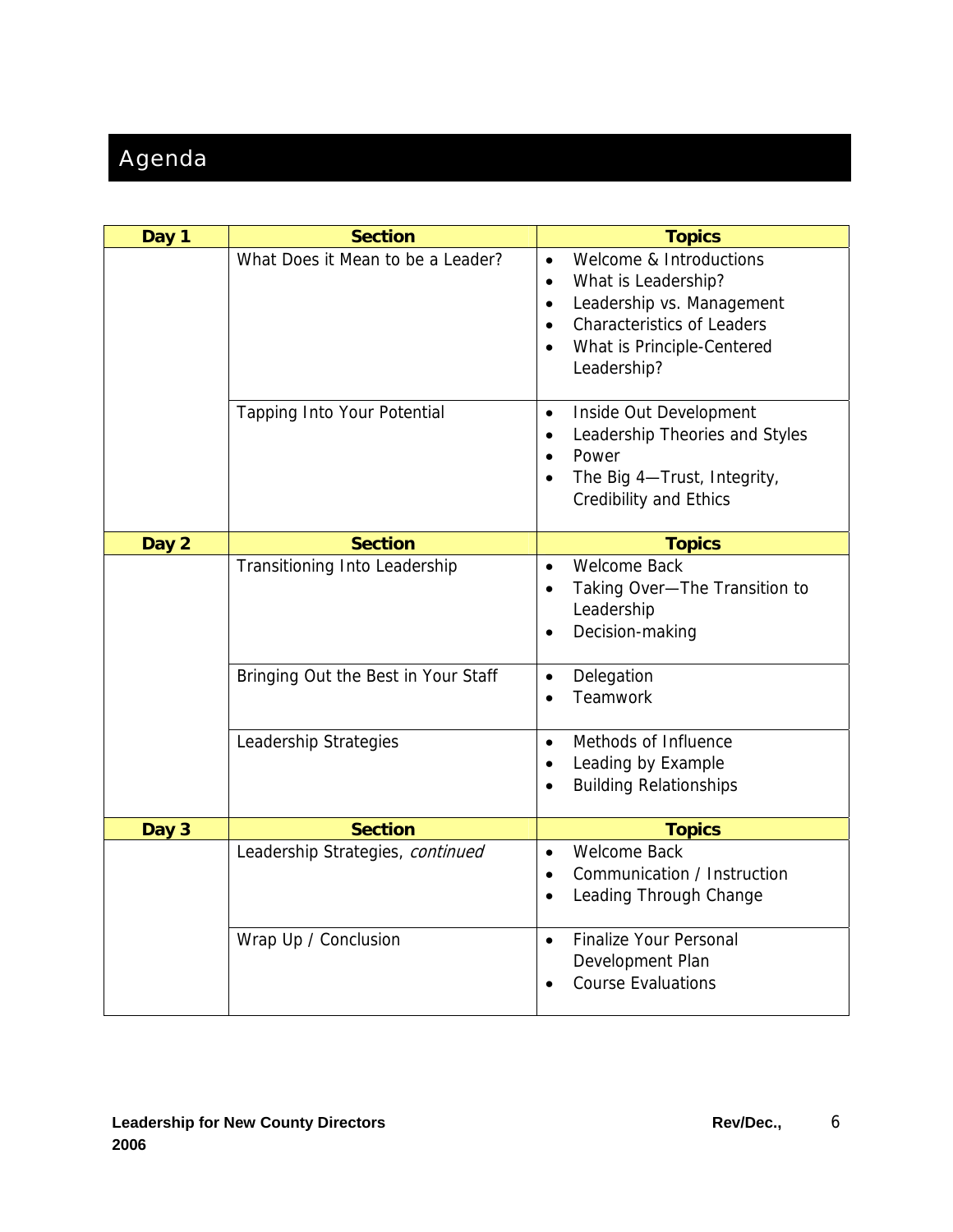# Agenda

| Day 1 | Section | Topics |
|---|---|---|
| | What Does it Mean to be a Leader? | • Welcome & Introductions<br>• What is Leadership?<br>• Leadership vs. Management<br>• Characteristics of Leaders<br>• What is Principle-Centered Leadership? |
| | Tapping Into Your Potential | • Inside Out Development<br>• Leadership Theories and Styles<br>• Power<br>• The Big 4—Trust, Integrity, Credibility and Ethics |
| **Day 2** | **Section** | **Topics** |
| | Transitioning Into Leadership | • Welcome Back<br>• Taking Over—The Transition to Leadership<br>• Decision-making |
| | Bringing Out the Best in Your Staff | • Delegation<br>• Teamwork |
| | Leadership Strategies | • Methods of Influence<br>• Leading by Example<br>• Building Relationships |
| **Day 3** | **Section** | **Topics** |
| | Leadership Strategies, *continued* | • Welcome Back<br>• Communication / Instruction<br>• Leading Through Change |
| | Wrap Up / Conclusion | • Finalize Your Personal Development Plan<br>• Course Evaluations |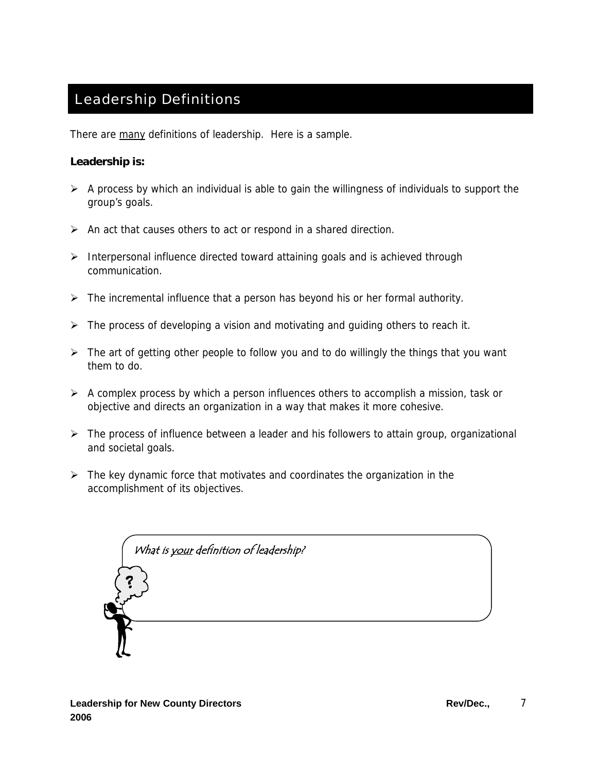# Leadership Definitions

There are many definitions of leadership. Here is a sample.

**Leadership is:**

- A process by which an individual is able to gain the willingness of individuals to support the group's goals.
- An act that causes others to act or respond in a shared direction.
- Interpersonal influence directed toward attaining goals and is achieved through communication.
- The incremental influence that a person has beyond his or her formal authority.
- The process of developing a vision and motivating and guiding others to reach it.
- The art of getting other people to follow you and to do willingly the things that you want them to do.
- A complex process by which a person influences others to accomplish a mission, task or objective and directs an organization in a way that makes it more cohesive.
- The process of influence between a leader and his followers to attain group, organizational and societal goals.
- The key dynamic force that motivates and coordinates the organization in the accomplishment of its objectives.

*What is your definition of leadership?*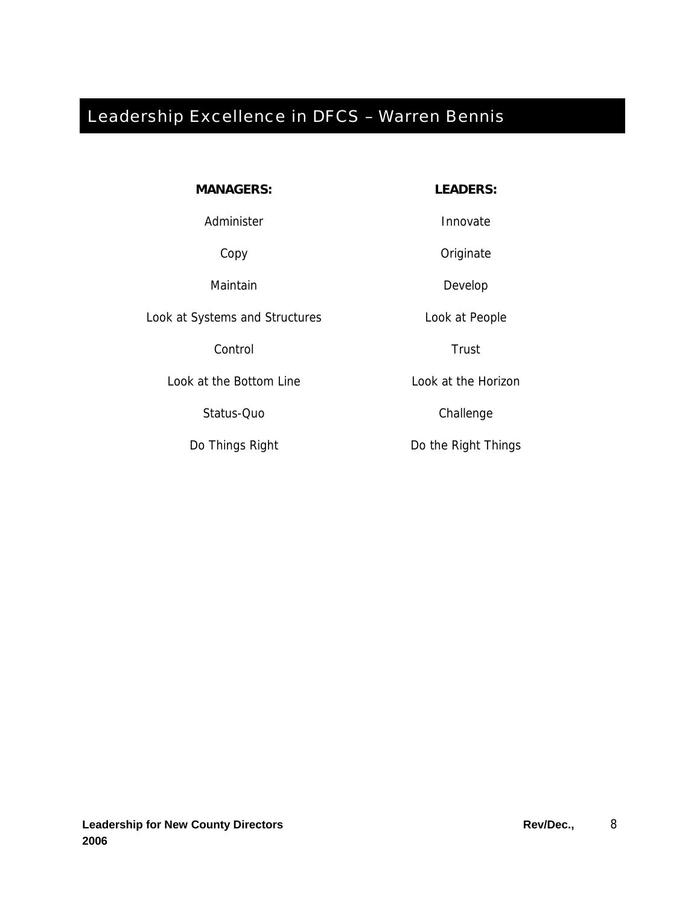# Leadership Excellence in DFCS – Warren Bennis

| MANAGERS: | LEADERS: |
| --- | --- |
| Administer | Innovate |
| Copy | Originate |
| Maintain | Develop |
| Look at Systems and Structures | Look at People |
| Control | Trust |
| Look at the Bottom Line | Look at the Horizon |
| Status-Quo | Challenge |
| Do Things Right | Do the Right Things |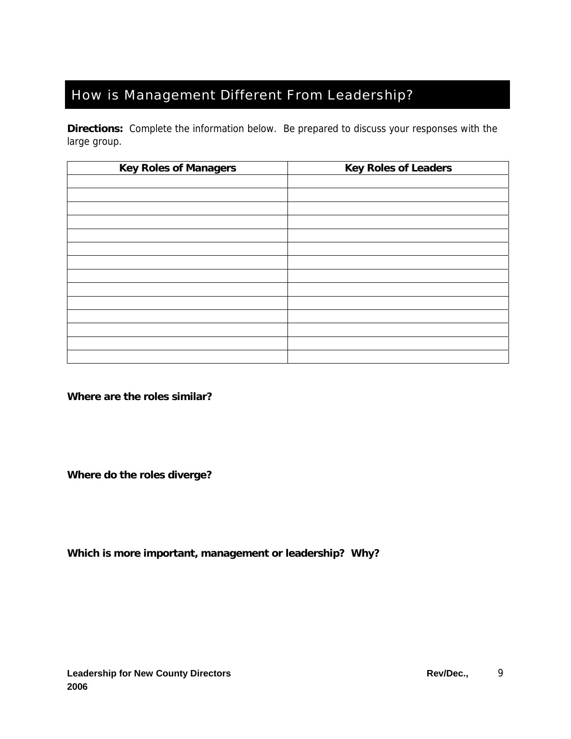# How is Management Different From Leadership?

**Directions:** Complete the information below. Be prepared to discuss your responses with the large group.

| Key Roles of Managers | Key Roles of Leaders |
|---|---|
| | |
| | |
| | |
| | |
| | |
| | |
| | |
| | |
| | |
| | |
| | |
| | |
| | |
| | |

**Where are the roles similar?**

**Where do the roles diverge?**

**Which is more important, management or leadership? Why?**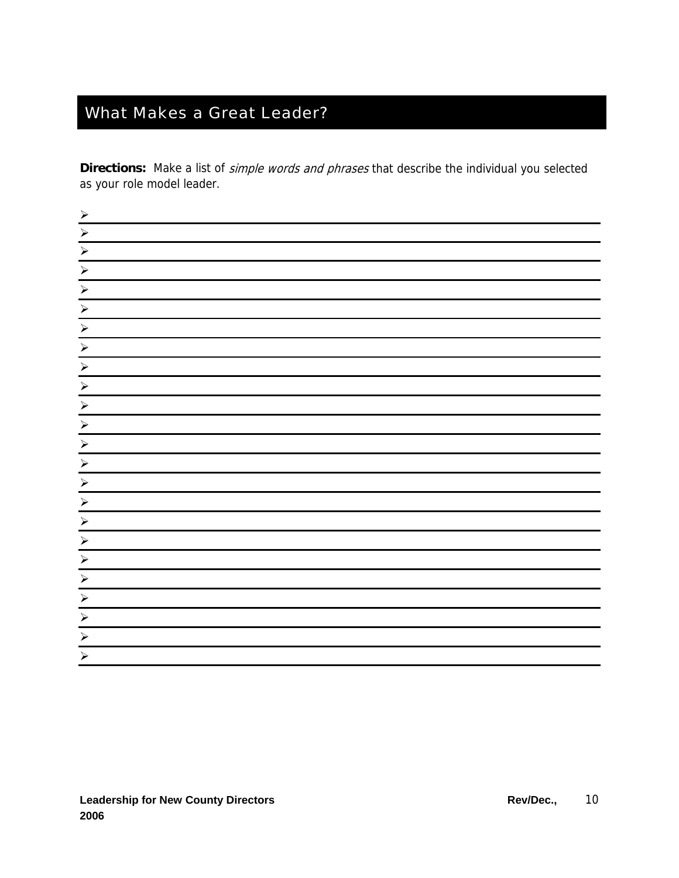# What Makes a Great Leader?

**Directions:** Make a list of *simple words and phrases* that describe the individual you selected as your role model leader.

- ➢ \_\_\_\_\_\_\_\_\_\_\_\_\_\_\_\_\_\_\_\_\_\_\_\_\_\_\_\_\_\_\_\_\_\_\_\_\_\_
- ➢ \_\_\_\_\_\_\_\_\_\_\_\_\_\_\_\_\_\_\_\_\_\_\_\_\_\_\_\_\_\_\_\_\_\_\_\_\_\_
- ➢ \_\_\_\_\_\_\_\_\_\_\_\_\_\_\_\_\_\_\_\_\_\_\_\_\_\_\_\_\_\_\_\_\_\_\_\_\_\_
- ➢ \_\_\_\_\_\_\_\_\_\_\_\_\_\_\_\_\_\_\_\_\_\_\_\_\_\_\_\_\_\_\_\_\_\_\_\_\_\_
- ➢ \_\_\_\_\_\_\_\_\_\_\_\_\_\_\_\_\_\_\_\_\_\_\_\_\_\_\_\_\_\_\_\_\_\_\_\_\_\_
- ➢ \_\_\_\_\_\_\_\_\_\_\_\_\_\_\_\_\_\_\_\_\_\_\_\_\_\_\_\_\_\_\_\_\_\_\_\_\_\_
- ➢ \_\_\_\_\_\_\_\_\_\_\_\_\_\_\_\_\_\_\_\_\_\_\_\_\_\_\_\_\_\_\_\_\_\_\_\_\_\_
- ➢ \_\_\_\_\_\_\_\_\_\_\_\_\_\_\_\_\_\_\_\_\_\_\_\_\_\_\_\_\_\_\_\_\_\_\_\_\_\_
- ➢ \_\_\_\_\_\_\_\_\_\_\_\_\_\_\_\_\_\_\_\_\_\_\_\_\_\_\_\_\_\_\_\_\_\_\_\_\_\_
- ➢ \_\_\_\_\_\_\_\_\_\_\_\_\_\_\_\_\_\_\_\_\_\_\_\_\_\_\_\_\_\_\_\_\_\_\_\_\_\_
- ➢ \_\_\_\_\_\_\_\_\_\_\_\_\_\_\_\_\_\_\_\_\_\_\_\_\_\_\_\_\_\_\_\_\_\_\_\_\_\_
- ➢ \_\_\_\_\_\_\_\_\_\_\_\_\_\_\_\_\_\_\_\_\_\_\_\_\_\_\_\_\_\_\_\_\_\_\_\_\_\_
- ➢ \_\_\_\_\_\_\_\_\_\_\_\_\_\_\_\_\_\_\_\_\_\_\_\_\_\_\_\_\_\_\_\_\_\_\_\_\_\_
- ➢ \_\_\_\_\_\_\_\_\_\_\_\_\_\_\_\_\_\_\_\_\_\_\_\_\_\_\_\_\_\_\_\_\_\_\_\_\_\_
- ➢ \_\_\_\_\_\_\_\_\_\_\_\_\_\_\_\_\_\_\_\_\_\_\_\_\_\_\_\_\_\_\_\_\_\_\_\_\_\_
- ➢ \_\_\_\_\_\_\_\_\_\_\_\_\_\_\_\_\_\_\_\_\_\_\_\_\_\_\_\_\_\_\_\_\_\_\_\_\_\_
- ➢ \_\_\_\_\_\_\_\_\_\_\_\_\_\_\_\_\_\_\_\_\_\_\_\_\_\_\_\_\_\_\_\_\_\_\_\_\_\_
- ➢ \_\_\_\_\_\_\_\_\_\_\_\_\_\_\_\_\_\_\_\_\_\_\_\_\_\_\_\_\_\_\_\_\_\_\_\_\_\_
- ➢ \_\_\_\_\_\_\_\_\_\_\_\_\_\_\_\_\_\_\_\_\_\_\_\_\_\_\_\_\_\_\_\_\_\_\_\_\_\_
- ➢ \_\_\_\_\_\_\_\_\_\_\_\_\_\_\_\_\_\_\_\_\_\_\_\_\_\_\_\_\_\_\_\_\_\_\_\_\_\_
- ➢ \_\_\_\_\_\_\_\_\_\_\_\_\_\_\_\_\_\_\_\_\_\_\_\_\_\_\_\_\_\_\_\_\_\_\_\_\_\_
- ➢ \_\_\_\_\_\_\_\_\_\_\_\_\_\_\_\_\_\_\_\_\_\_\_\_\_\_\_\_\_\_\_\_\_\_\_\_\_\_
- ➢ \_\_\_\_\_\_\_\_\_\_\_\_\_\_\_\_\_\_\_\_\_\_\_\_\_\_\_\_\_\_\_\_\_\_\_\_\_\_
- ➢ \_\_\_\_\_\_\_\_\_\_\_\_\_\_\_\_\_\_\_\_\_\_\_\_\_\_\_\_\_\_\_\_\_\_\_\_\_\_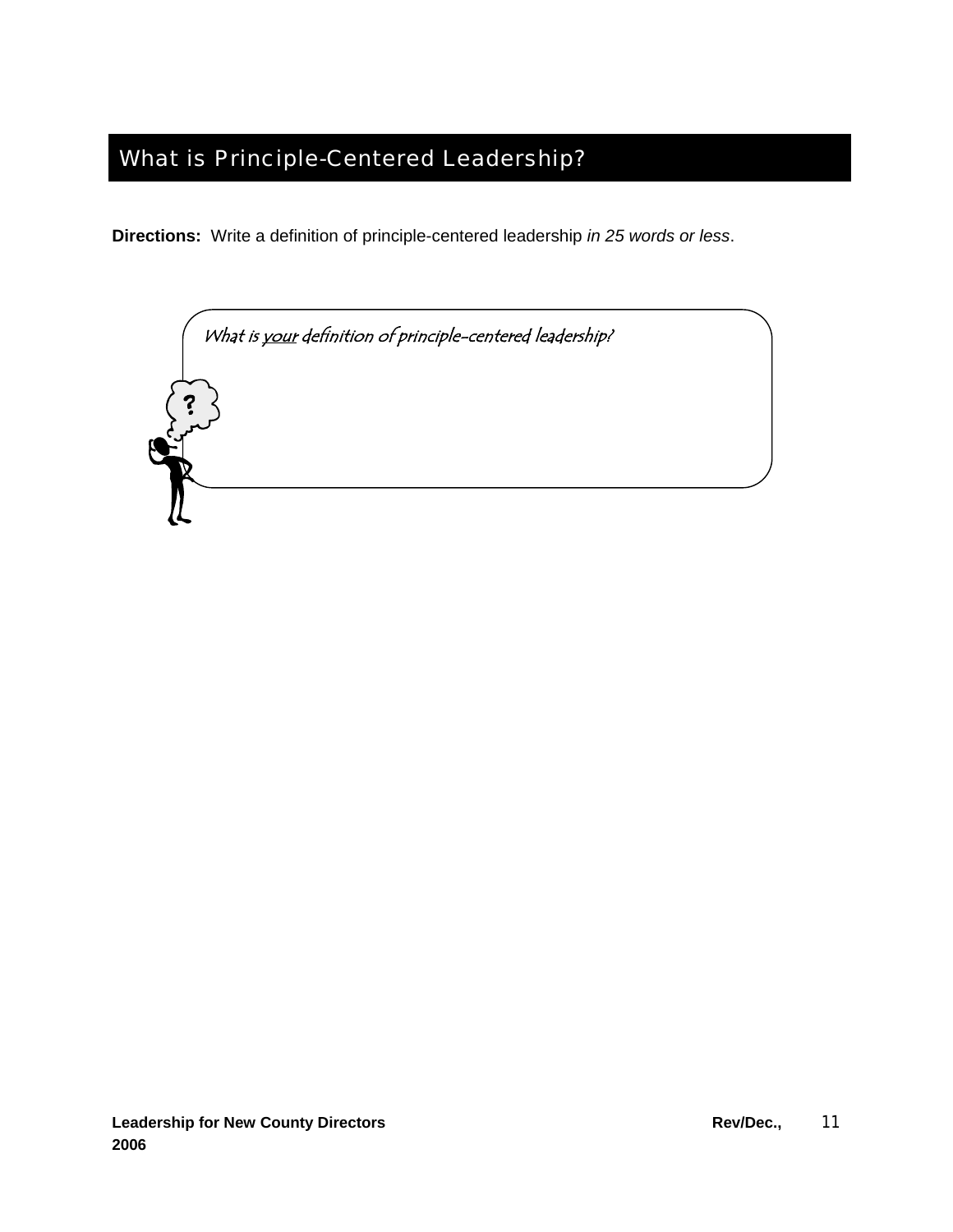# What is Principle-Centered Leadership?

**Directions:** Write a definition of principle-centered leadership *in 25 words or less*.

*What is your definition of principle-centered leadership?*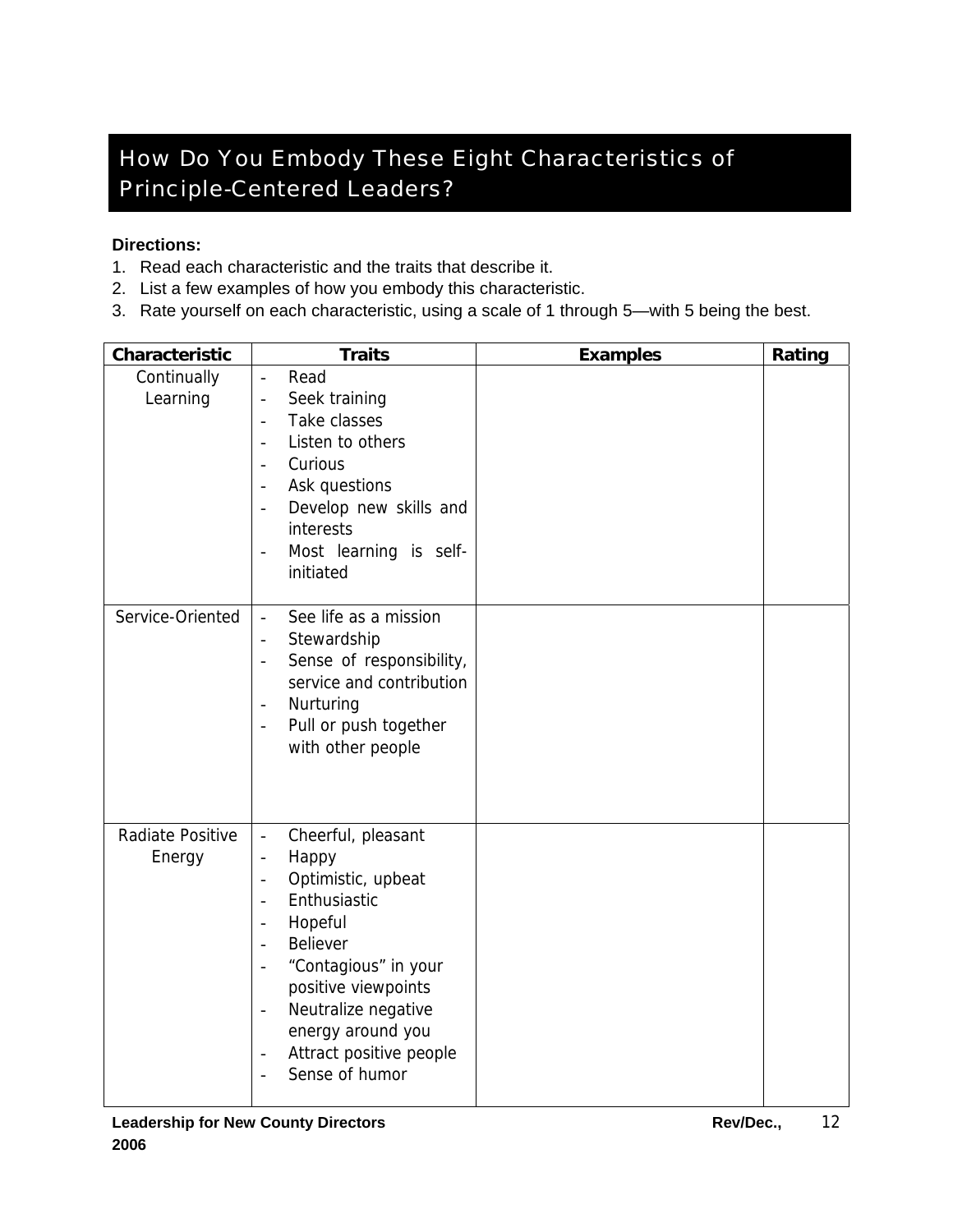# How Do You Embody These Eight Characteristics of Principle-Centered Leaders?

**Directions:**

1. Read each characteristic and the traits that describe it.
2. List a few examples of how you embody this characteristic.
3. Rate yourself on each characteristic, using a scale of 1 through 5—with 5 being the best.

| Characteristic | Traits | Examples | Rating |
|---|---|---|---|
| Continually Learning | - Read<br>- Seek training<br>- Take classes<br>- Listen to others<br>- Curious<br>- Ask questions<br>- Develop new skills and interests<br>- Most learning is self-initiated | | |
| Service-Oriented | - See life as a mission<br>- Stewardship<br>- Sense of responsibility, service and contribution<br>- Nurturing<br>- Pull or push together with other people | | |
| Radiate Positive Energy | - Cheerful, pleasant<br>- Happy<br>- Optimistic, upbeat<br>- Enthusiastic<br>- Hopeful<br>- Believer<br>- "Contagious" in your positive viewpoints<br>- Neutralize negative energy around you<br>- Attract positive people<br>- Sense of humor | | |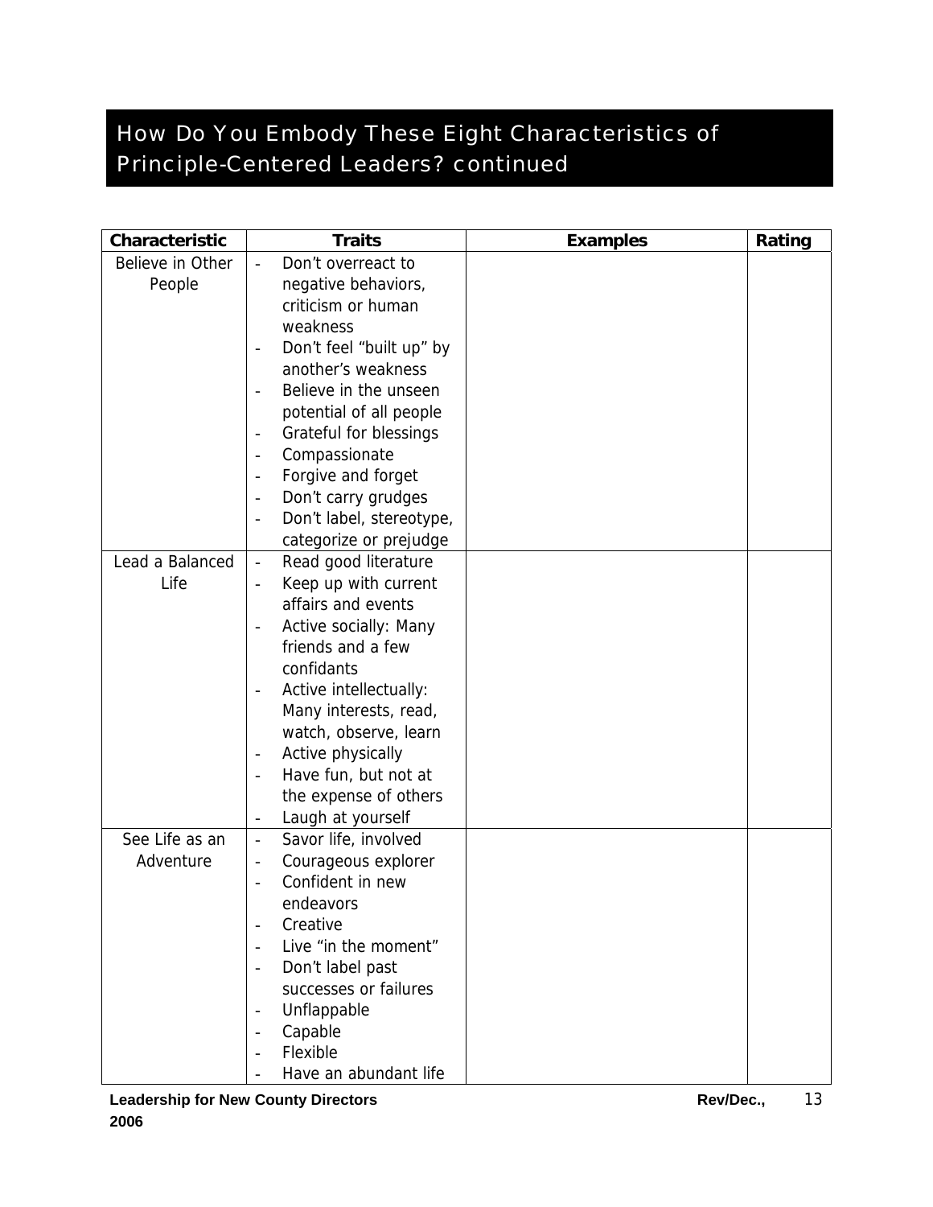## How Do You Embody These Eight Characteristics of Principle-Centered Leaders? continued

| Characteristic | Traits | Examples | Rating |
|---|---|---|---|
| Believe in Other People | - Don't overreact to negative behaviors, criticism or human weakness<br>- Don't feel "built up" by another's weakness<br>- Believe in the unseen potential of all people<br>- Grateful for blessings<br>- Compassionate<br>- Forgive and forget<br>- Don't carry grudges<br>- Don't label, stereotype, categorize or prejudge | | |
| Lead a Balanced Life | - Read good literature<br>- Keep up with current affairs and events<br>- Active socially: Many friends and a few confidants<br>- Active intellectually: Many interests, read, watch, observe, learn<br>- Active physically<br>- Have fun, but not at the expense of others<br>- Laugh at yourself | | |
| See Life as an Adventure | - Savor life, involved<br>- Courageous explorer<br>- Confident in new endeavors<br>- Creative<br>- Live "in the moment"<br>- Don't label past successes or failures<br>- Unflappable<br>- Capable<br>- Flexible<br>- Have an abundant life | | |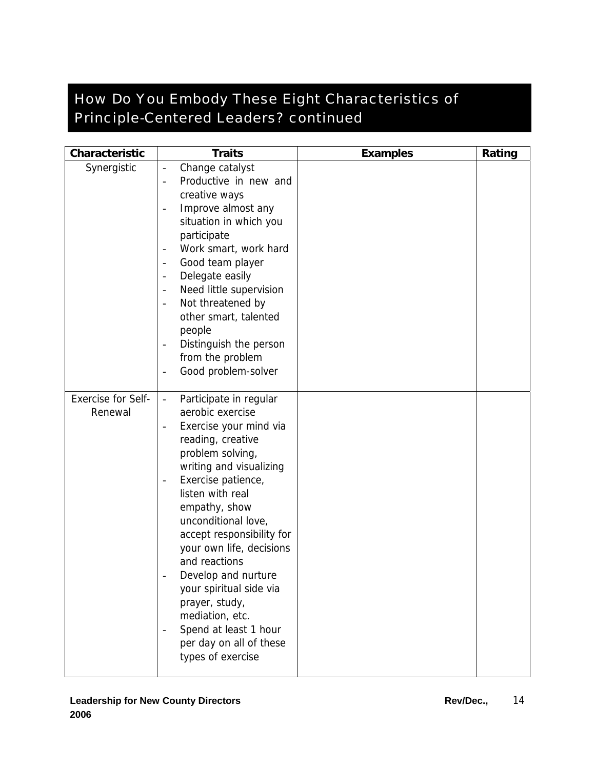## How Do You Embody These Eight Characteristics of Principle-Centered Leaders? continued

| Characteristic | Traits | Examples | Rating |
|---|---|---|---|
| Synergistic | - Change catalyst<br>- Productive in new and creative ways<br>- Improve almost any situation in which you participate<br>- Work smart, work hard<br>- Good team player<br>- Delegate easily<br>- Need little supervision<br>- Not threatened by other smart, talented people<br>- Distinguish the person from the problem<br>- Good problem-solver | | |
| Exercise for Self-Renewal | - Participate in regular aerobic exercise<br>- Exercise your mind via reading, creative problem solving, writing and visualizing<br>- Exercise patience, listen with real empathy, show unconditional love, accept responsibility for your own life, decisions and reactions<br>- Develop and nurture your spiritual side via prayer, study, mediation, etc.<br>- Spend at least 1 hour per day on all of these types of exercise | | |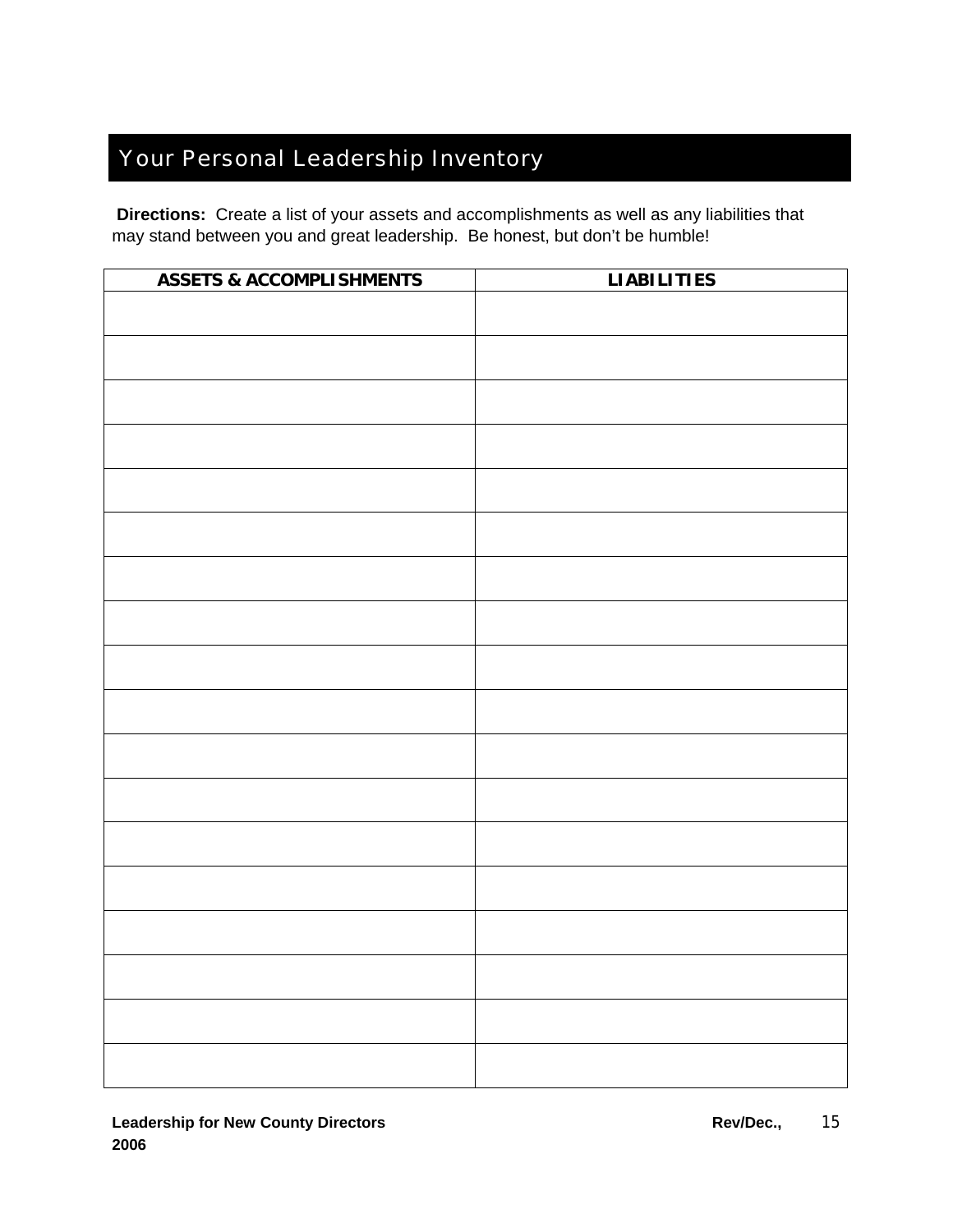# Your Personal Leadership Inventory

**Directions:** Create a list of your assets and accomplishments as well as any liabilities that may stand between you and great leadership. Be honest, but don't be humble!

| ASSETS & ACCOMPLISHMENTS | LIABILITIES |
|---|---|
| | |
| | |
| | |
| | |
| | |
| | |
| | |
| | |
| | |
| | |
| | |
| | |
| | |
| | |
| | |
| | |
| | |
| | |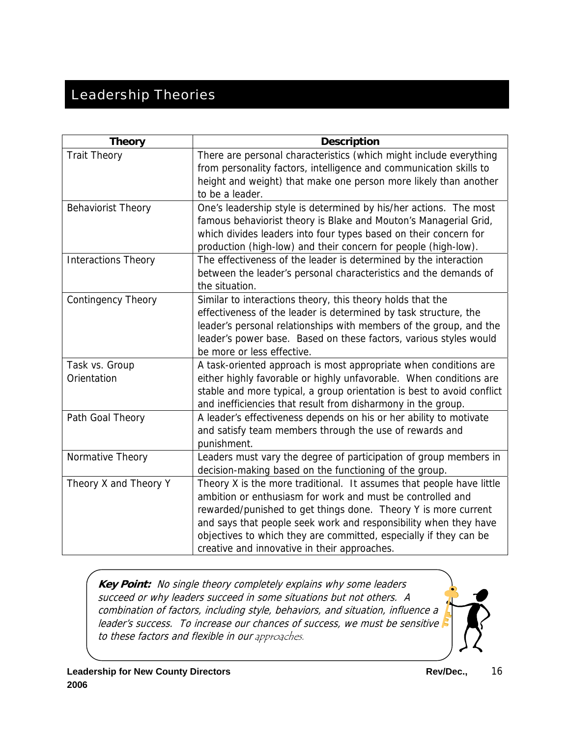# Leadership Theories

| Theory | Description |
|---|---|
| Trait Theory | There are personal characteristics (which might include everything from personality factors, intelligence and communication skills to height and weight) that make one person more likely than another to be a leader. |
| Behaviorist Theory | One's leadership style is determined by his/her actions. The most famous behaviorist theory is Blake and Mouton's Managerial Grid, which divides leaders into four types based on their concern for production (high-low) and their concern for people (high-low). |
| Interactions Theory | The effectiveness of the leader is determined by the interaction between the leader's personal characteristics and the demands of the situation. |
| Contingency Theory | Similar to interactions theory, this theory holds that the effectiveness of the leader is determined by task structure, the leader's personal relationships with members of the group, and the leader's power base. Based on these factors, various styles would be more or less effective. |
| Task vs. Group Orientation | A task-oriented approach is most appropriate when conditions are either highly favorable or highly unfavorable. When conditions are stable and more typical, a group orientation is best to avoid conflict and inefficiencies that result from disharmony in the group. |
| Path Goal Theory | A leader's effectiveness depends on his or her ability to motivate and satisfy team members through the use of rewards and punishment. |
| Normative Theory | Leaders must vary the degree of participation of group members in decision-making based on the functioning of the group. |
| Theory X and Theory Y | Theory X is the more traditional. It assumes that people have little ambition or enthusiasm for work and must be controlled and rewarded/punished to get things done. Theory Y is more current and says that people seek work and responsibility when they have objectives to which they are committed, especially if they can be creative and innovative in their approaches. |

***Key Point:*** *No single theory completely explains why some leaders succeed or why leaders succeed in some situations but not others. A combination of factors, including style, behaviors, and situation, influence a leader's success. To increase our chances of success, we must be sensitive to these factors and flexible in our approaches.*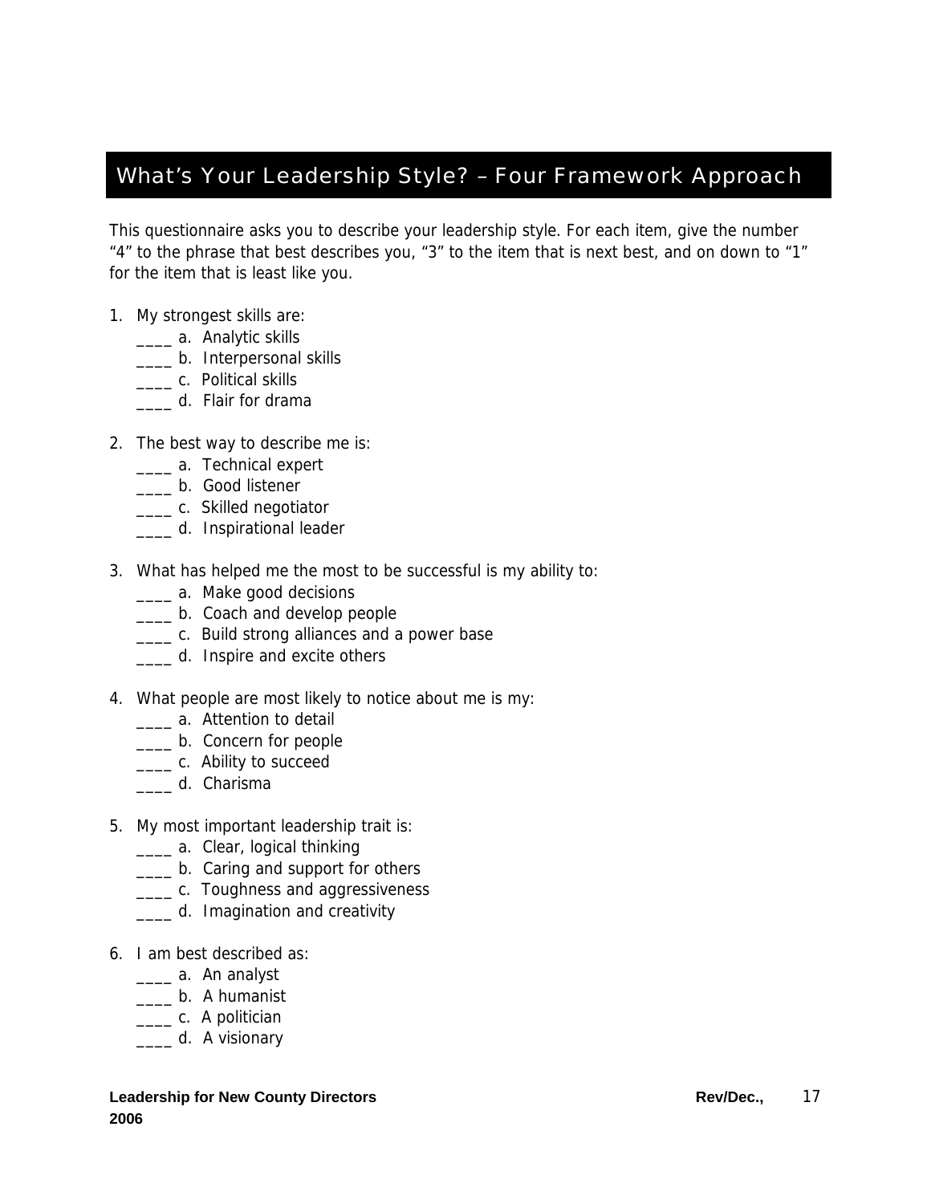## What's Your Leadership Style? – Four Framework Approach

This questionnaire asks you to describe your leadership style. For each item, give the number "4" to the phrase that best describes you, "3" to the item that is next best, and on down to "1" for the item that is least like you.

1. My strongest skills are:
   - ____ a. Analytic skills
   - ____ b. Interpersonal skills
   - ____ c. Political skills
   - ____ d. Flair for drama

2. The best way to describe me is:
   - ____ a. Technical expert
   - ____ b. Good listener
   - ____ c. Skilled negotiator
   - ____ d. Inspirational leader

3. What has helped me the most to be successful is my ability to:
   - ____ a. Make good decisions
   - ____ b. Coach and develop people
   - ____ c. Build strong alliances and a power base
   - ____ d. Inspire and excite others

4. What people are most likely to notice about me is my:
   - ____ a. Attention to detail
   - ____ b. Concern for people
   - ____ c. Ability to succeed
   - ____ d. Charisma

5. My most important leadership trait is:
   - ____ a. Clear, logical thinking
   - ____ b. Caring and support for others
   - ____ c. Toughness and aggressiveness
   - ____ d. Imagination and creativity

6. I am best described as:
   - ____ a. An analyst
   - ____ b. A humanist
   - ____ c. A politician
   - ____ d. A visionary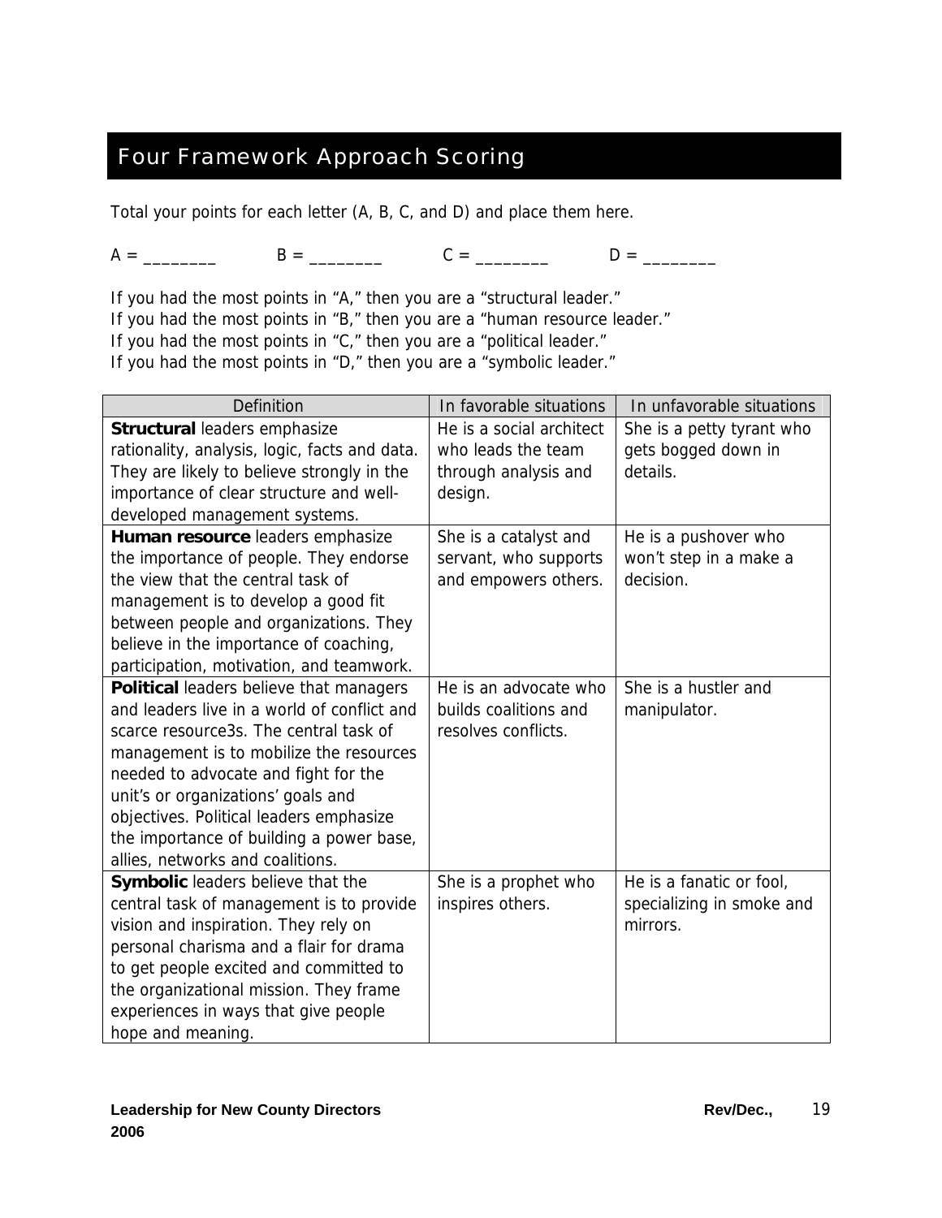# Four Framework Approach Scoring

Total your points for each letter (A, B, C, and D) and place them here.

A = ________   B = ________   C = ________   D = ________

If you had the most points in "A," then you are a "structural leader."
If you had the most points in "B," then you are a "human resource leader."
If you had the most points in "C," then you are a "political leader."
If you had the most points in "D," then you are a "symbolic leader."

| Definition | In favorable situations | In unfavorable situations |
|---|---|---|
| **Structural** leaders emphasize rationality, analysis, logic, facts and data. They are likely to believe strongly in the importance of clear structure and well-developed management systems. | He is a social architect who leads the team through analysis and design. | She is a petty tyrant who gets bogged down in details. |
| **Human resource** leaders emphasize the importance of people. They endorse the view that the central task of management is to develop a good fit between people and organizations. They believe in the importance of coaching, participation, motivation, and teamwork. | She is a catalyst and servant, who supports and empowers others. | He is a pushover who won't step in a make a decision. |
| **Political** leaders believe that managers and leaders live in a world of conflict and scarce resource3s. The central task of management is to mobilize the resources needed to advocate and fight for the unit's or organizations' goals and objectives. Political leaders emphasize the importance of building a power base, allies, networks and coalitions. | He is an advocate who builds coalitions and resolves conflicts. | She is a hustler and manipulator. |
| **Symbolic** leaders believe that the central task of management is to provide vision and inspiration. They rely on personal charisma and a flair for drama to get people excited and committed to the organizational mission. They frame experiences in ways that give people hope and meaning. | She is a prophet who inspires others. | He is a fanatic or fool, specializing in smoke and mirrors. |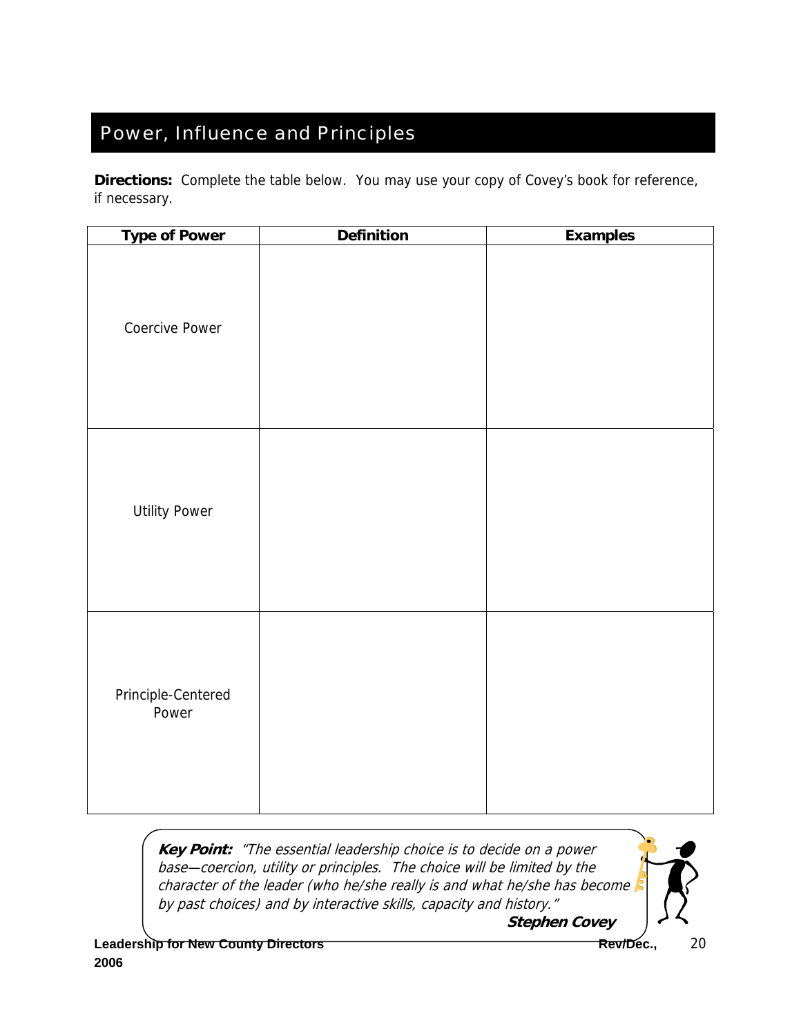# Power, Influence and Principles

**Directions:** Complete the table below. You may use your copy of Covey's book for reference, if necessary.

| Type of Power | Definition | Examples |
|---|---|---|
| Coercive Power | | |
| Utility Power | | |
| Principle-Centered Power | | |

***Key Point:*** *"The essential leadership choice is to decide on a power base—coercion, utility or principles. The choice will be limited by the character of the leader (who he/she really is and what he/she has become by past choices) and by interactive skills, capacity and history."*

***Stephen Covey***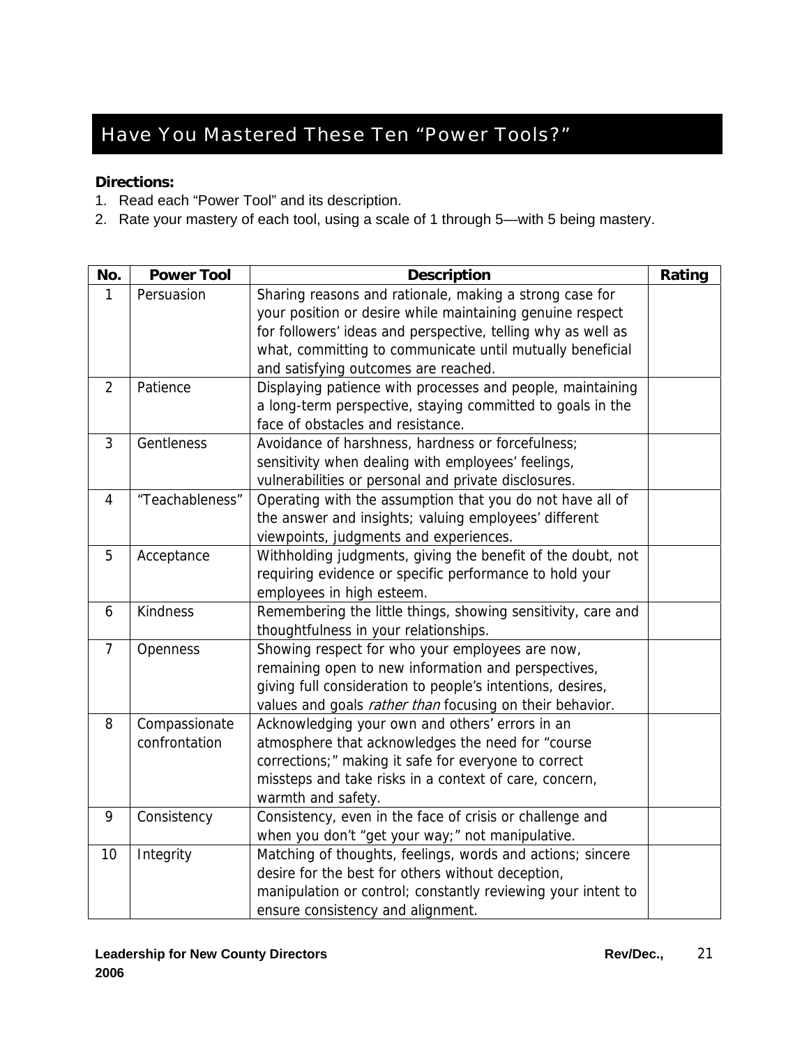# Have You Mastered These Ten "Power Tools?"

**Directions:**

1. Read each "Power Tool" and its description.
2. Rate your mastery of each tool, using a scale of 1 through 5—with 5 being mastery.

| No. | Power Tool | Description | Rating |
|---|---|---|---|
| 1 | Persuasion | Sharing reasons and rationale, making a strong case for your position or desire while maintaining genuine respect for followers' ideas and perspective, telling why as well as what, committing to communicate until mutually beneficial and satisfying outcomes are reached. | |
| 2 | Patience | Displaying patience with processes and people, maintaining a long-term perspective, staying committed to goals in the face of obstacles and resistance. | |
| 3 | Gentleness | Avoidance of harshness, hardness or forcefulness; sensitivity when dealing with employees' feelings, vulnerabilities or personal and private disclosures. | |
| 4 | "Teachableness" | Operating with the assumption that you do not have all of the answer and insights; valuing employees' different viewpoints, judgments and experiences. | |
| 5 | Acceptance | Withholding judgments, giving the benefit of the doubt, not requiring evidence or specific performance to hold your employees in high esteem. | |
| 6 | Kindness | Remembering the little things, showing sensitivity, care and thoughtfulness in your relationships. | |
| 7 | Openness | Showing respect for who your employees are now, remaining open to new information and perspectives, giving full consideration to people's intentions, desires, values and goals *rather than* focusing on their behavior. | |
| 8 | Compassionate confrontation | Acknowledging your own and others' errors in an atmosphere that acknowledges the need for "course corrections;" making it safe for everyone to correct missteps and take risks in a context of care, concern, warmth and safety. | |
| 9 | Consistency | Consistency, even in the face of crisis or challenge and when you don't "get your way;" not manipulative. | |
| 10 | Integrity | Matching of thoughts, feelings, words and actions; sincere desire for the best for others without deception, manipulation or control; constantly reviewing your intent to ensure consistency and alignment. | |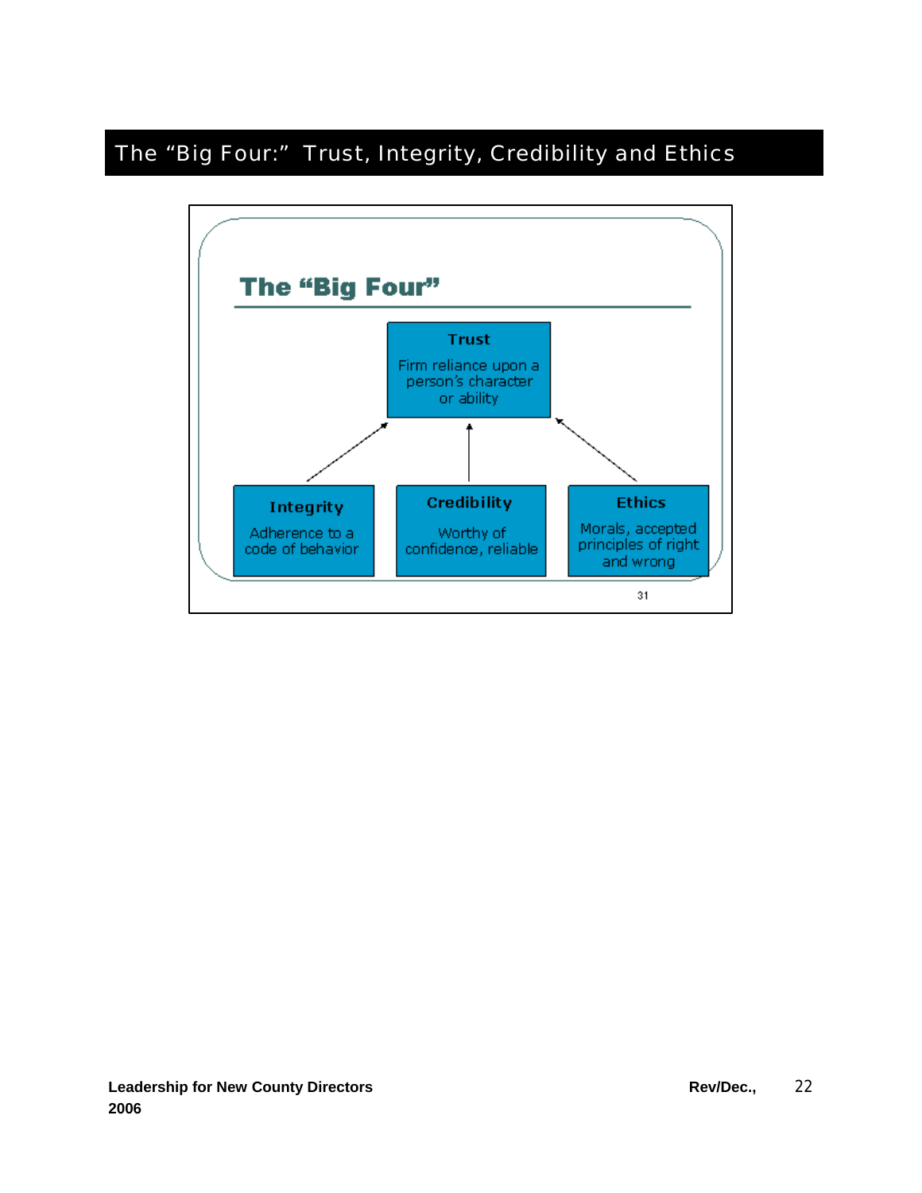# The "Big Four:" Trust, Integrity, Credibility and Ethics

## The "Big Four"

**Trust**
Firm reliance upon a person's character or ability

**Integrity**
Adherence to a code of behavior

**Credibility**
Worthy of confidence, reliable

**Ethics**
Morals, accepted principles of right and wrong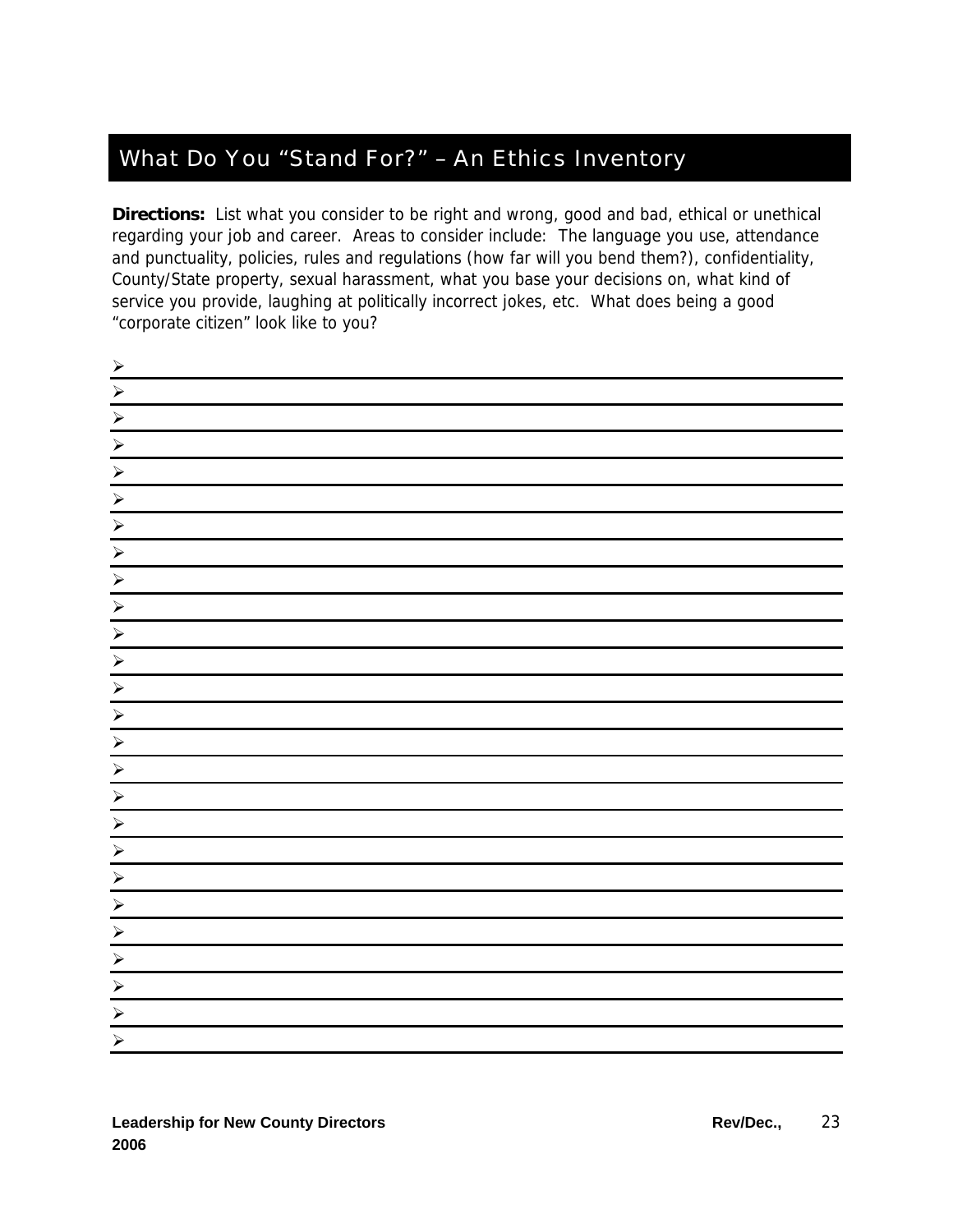# What Do You "Stand For?" – An Ethics Inventory

**Directions:** List what you consider to be right and wrong, good and bad, ethical or unethical regarding your job and career. Areas to consider include: The language you use, attendance and punctuality, policies, rules and regulations (how far will you bend them?), confidentiality, County/State property, sexual harassment, what you base your decisions on, what kind of service you provide, laughing at politically incorrect jokes, etc. What does being a good "corporate citizen" look like to you?

- ______________________________
- ______________________________
- ______________________________
- ______________________________
- ______________________________
- ______________________________
- ______________________________
- ______________________________
- ______________________________
- ______________________________
- ______________________________
- ______________________________
- ______________________________
- ______________________________
- ______________________________
- ______________________________
- ______________________________
- ______________________________
- ______________________________
- ______________________________
- ______________________________
- ______________________________
- ______________________________
- ______________________________
- ______________________________
- ______________________________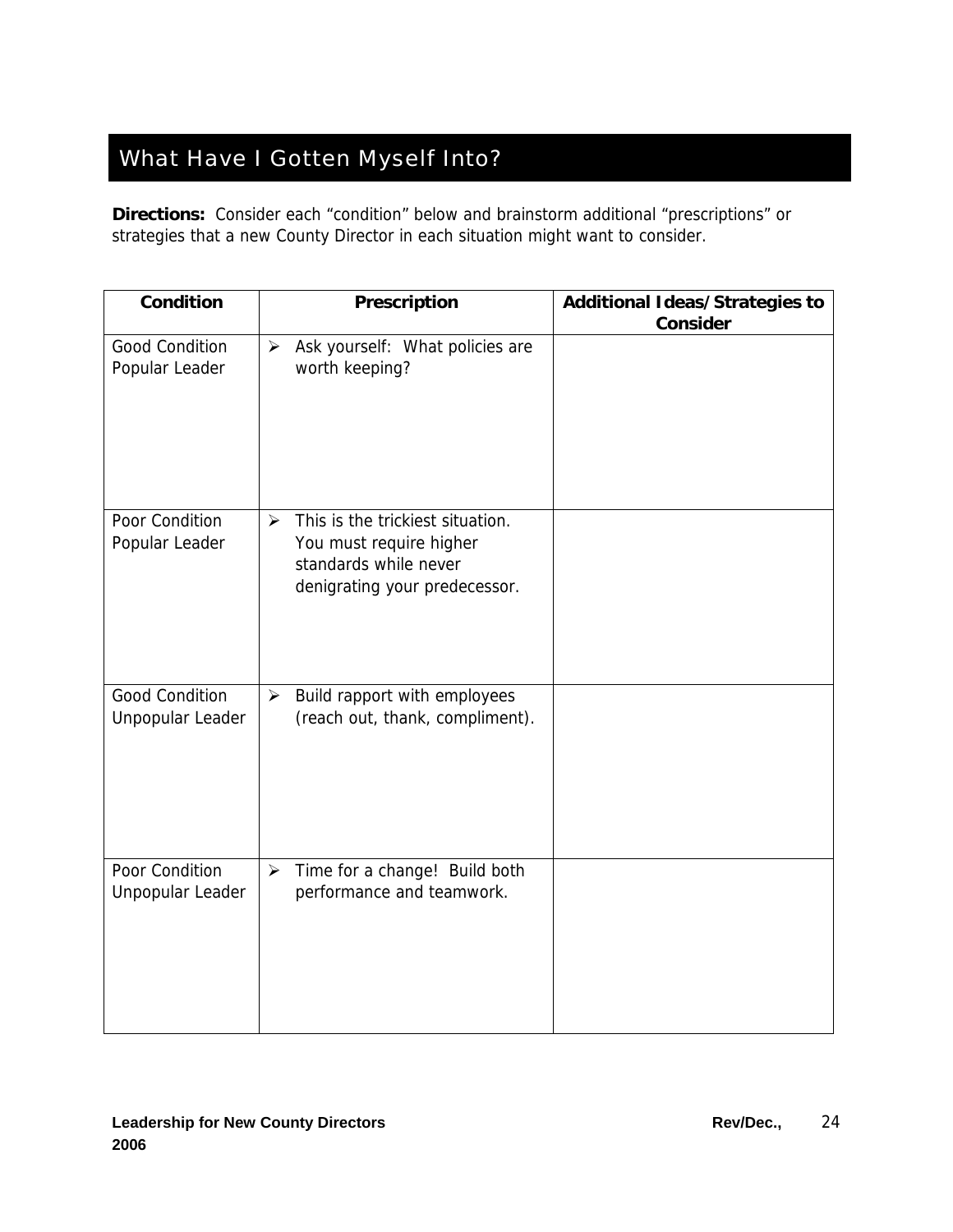# What Have I Gotten Myself Into?

**Directions:** Consider each "condition" below and brainstorm additional "prescriptions" or strategies that a new County Director in each situation might want to consider.

| Condition | Prescription | Additional Ideas/Strategies to Consider |
|---|---|---|
| Good Condition<br>Popular Leader | ➢ Ask yourself: What policies are worth keeping? | |
| Poor Condition<br>Popular Leader | ➢ This is the trickiest situation. You must require higher standards while never denigrating your predecessor. | |
| Good Condition<br>Unpopular Leader | ➢ Build rapport with employees (reach out, thank, compliment). | |
| Poor Condition<br>Unpopular Leader | ➢ Time for a change! Build both performance and teamwork. | |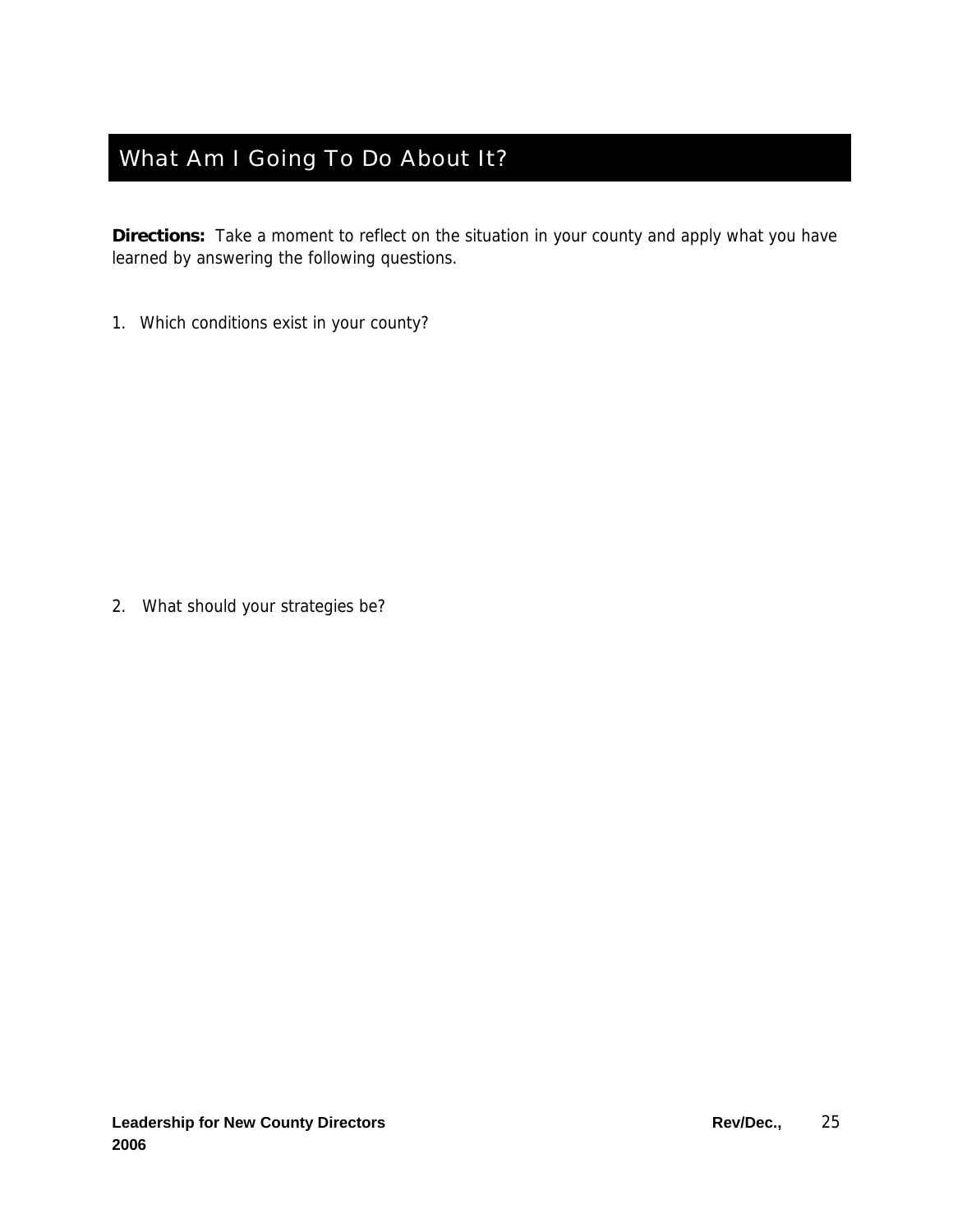# What Am I Going To Do About It?

**Directions:** Take a moment to reflect on the situation in your county and apply what you have learned by answering the following questions.

1. Which conditions exist in your county?

2. What should your strategies be?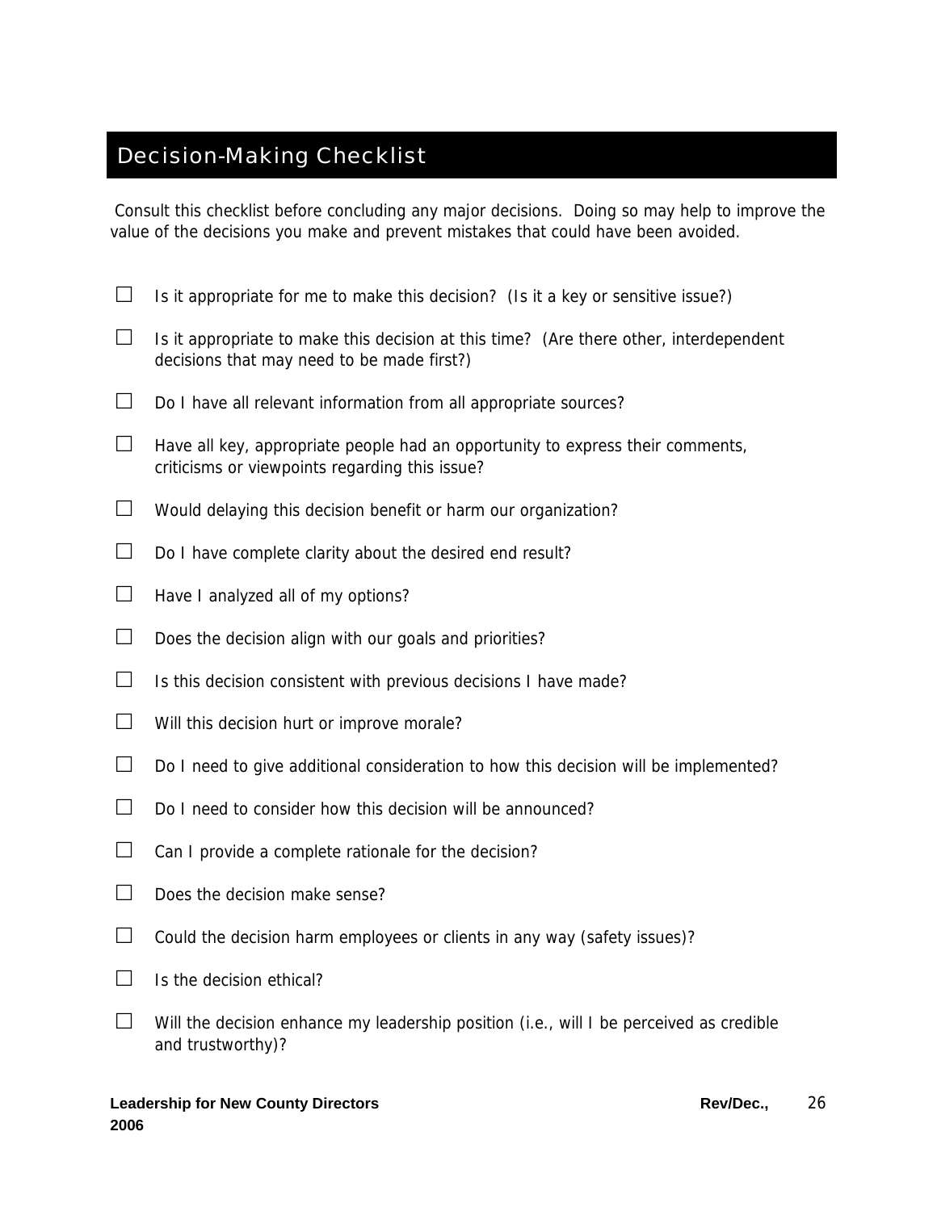# Decision-Making Checklist

Consult this checklist before concluding any major decisions. Doing so may help to improve the value of the decisions you make and prevent mistakes that could have been avoided.

- [ ] Is it appropriate for me to make this decision? (Is it a key or sensitive issue?)
- [ ] Is it appropriate to make this decision at this time? (Are there other, interdependent decisions that may need to be made first?)
- [ ] Do I have all relevant information from all appropriate sources?
- [ ] Have all key, appropriate people had an opportunity to express their comments, criticisms or viewpoints regarding this issue?
- [ ] Would delaying this decision benefit or harm our organization?
- [ ] Do I have complete clarity about the desired end result?
- [ ] Have I analyzed all of my options?
- [ ] Does the decision align with our goals and priorities?
- [ ] Is this decision consistent with previous decisions I have made?
- [ ] Will this decision hurt or improve morale?
- [ ] Do I need to give additional consideration to how this decision will be implemented?
- [ ] Do I need to consider how this decision will be announced?
- [ ] Can I provide a complete rationale for the decision?
- [ ] Does the decision make sense?
- [ ] Could the decision harm employees or clients in any way (safety issues)?
- [ ] Is the decision ethical?
- [ ] Will the decision enhance my leadership position (i.e., will I be perceived as credible and trustworthy)?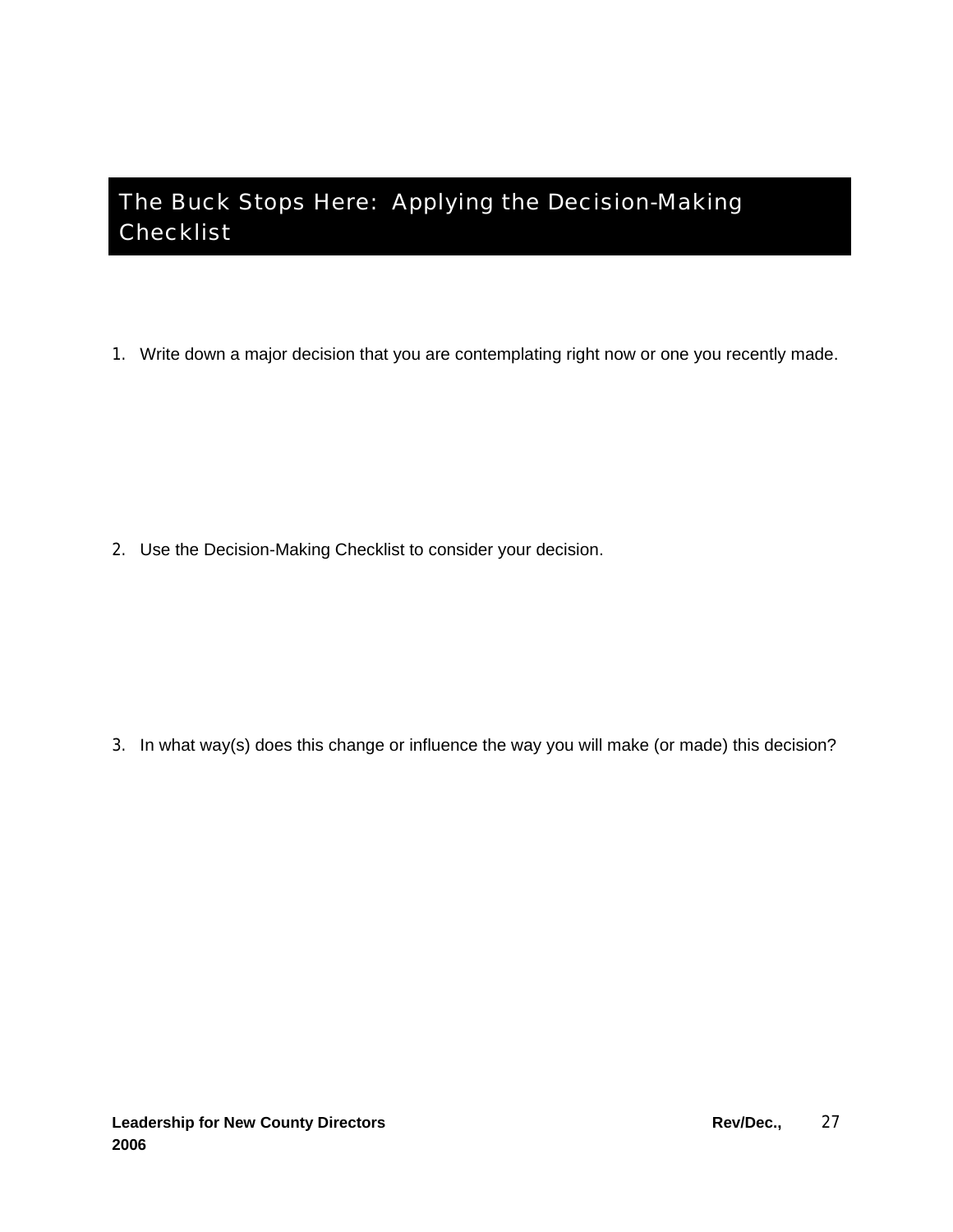# The Buck Stops Here: Applying the Decision-Making Checklist

1. Write down a major decision that you are contemplating right now or one you recently made.

2. Use the Decision-Making Checklist to consider your decision.

3. In what way(s) does this change or influence the way you will make (or made) this decision?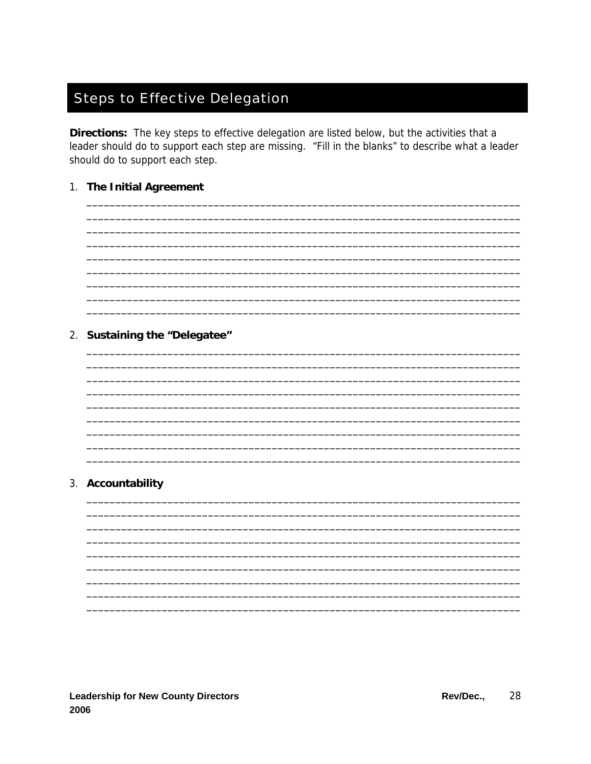## Steps to Effective Delegation

**Directions:** The key steps to effective delegation are listed below, but the activities that a leader should do to support each step are missing. "Fill in the blanks" to describe what a leader should do to support each step.

1. **The Initial Agreement**

____________________________________________________________________________
____________________________________________________________________________
____________________________________________________________________________
____________________________________________________________________________
____________________________________________________________________________
____________________________________________________________________________
____________________________________________________________________________
____________________________________________________________________________
____________________________________________________________________________

2. **Sustaining the "Delegatee"**

____________________________________________________________________________
____________________________________________________________________________
____________________________________________________________________________
____________________________________________________________________________
____________________________________________________________________________
____________________________________________________________________________
____________________________________________________________________________
____________________________________________________________________________
____________________________________________________________________________

3. **Accountability**

____________________________________________________________________________
____________________________________________________________________________
____________________________________________________________________________
____________________________________________________________________________
____________________________________________________________________________
____________________________________________________________________________
____________________________________________________________________________
____________________________________________________________________________
____________________________________________________________________________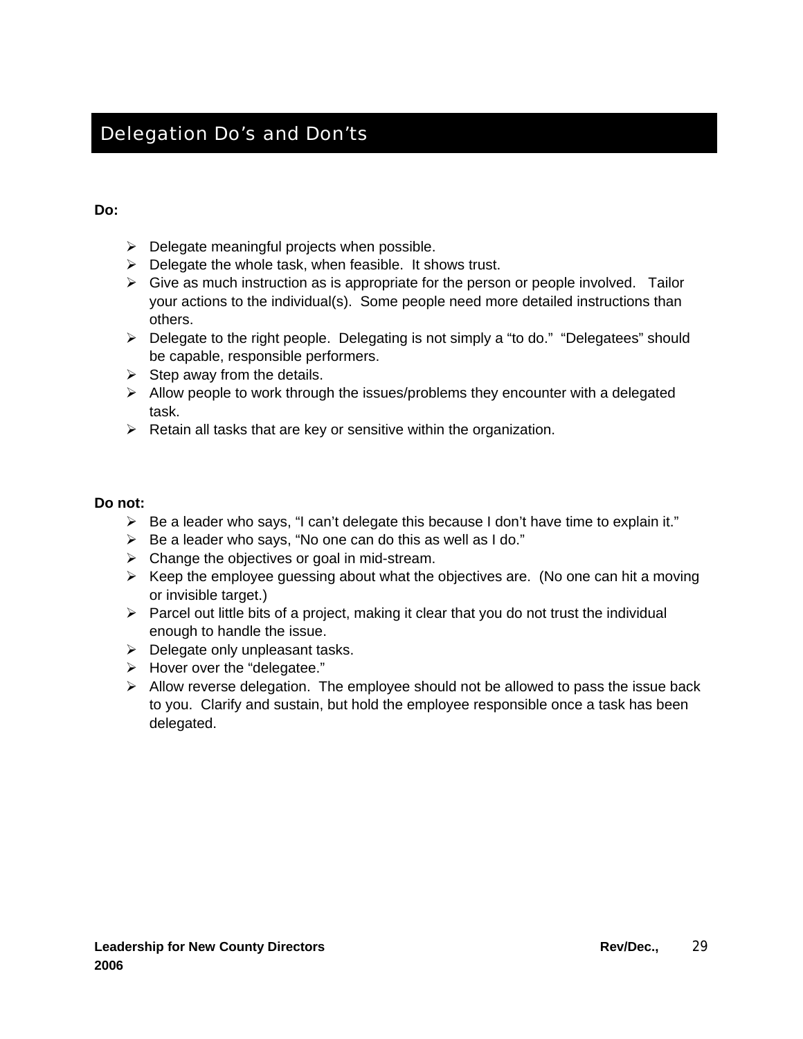# Delegation Do's and Don'ts

**Do:**

- Delegate meaningful projects when possible.
- Delegate the whole task, when feasible. It shows trust.
- Give as much instruction as is appropriate for the person or people involved. Tailor your actions to the individual(s). Some people need more detailed instructions than others.
- Delegate to the right people. Delegating is not simply a "to do." "Delegatees" should be capable, responsible performers.
- Step away from the details.
- Allow people to work through the issues/problems they encounter with a delegated task.
- Retain all tasks that are key or sensitive within the organization.

**Do not:**

- Be a leader who says, "I can't delegate this because I don't have time to explain it."
- Be a leader who says, "No one can do this as well as I do."
- Change the objectives or goal in mid-stream.
- Keep the employee guessing about what the objectives are. (No one can hit a moving or invisible target.)
- Parcel out little bits of a project, making it clear that you do not trust the individual enough to handle the issue.
- Delegate only unpleasant tasks.
- Hover over the "delegatee."
- Allow reverse delegation. The employee should not be allowed to pass the issue back to you. Clarify and sustain, but hold the employee responsible once a task has been delegated.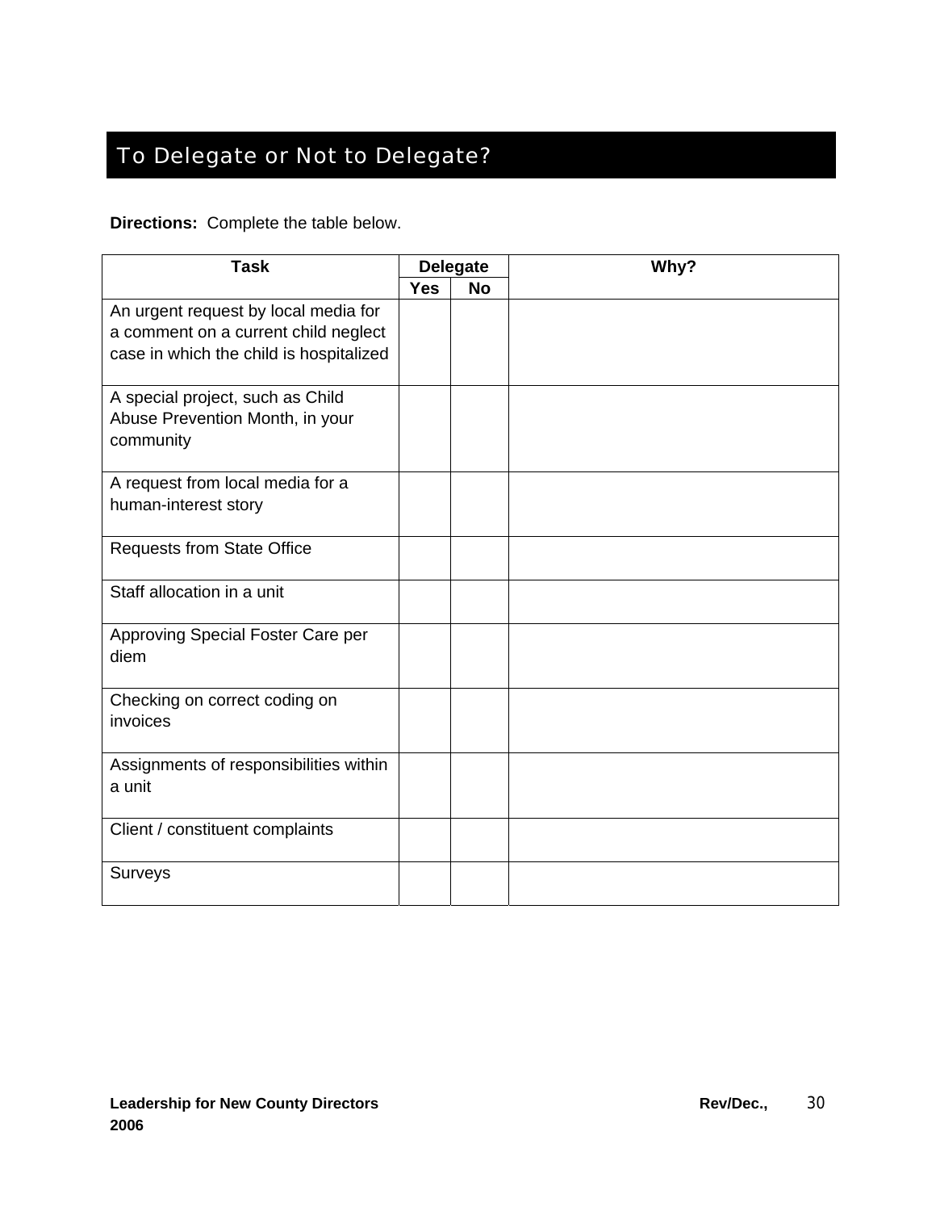# To Delegate or Not to Delegate?

**Directions:** Complete the table below.

| Task | Delegate | | Why? |
|---|---|---|---|
| | Yes | No | |
| An urgent request by local media for a comment on a current child neglect case in which the child is hospitalized | | | |
| A special project, such as Child Abuse Prevention Month, in your community | | | |
| A request from local media for a human-interest story | | | |
| Requests from State Office | | | |
| Staff allocation in a unit | | | |
| Approving Special Foster Care per diem | | | |
| Checking on correct coding on invoices | | | |
| Assignments of responsibilities within a unit | | | |
| Client / constituent complaints | | | |
| Surveys | | | |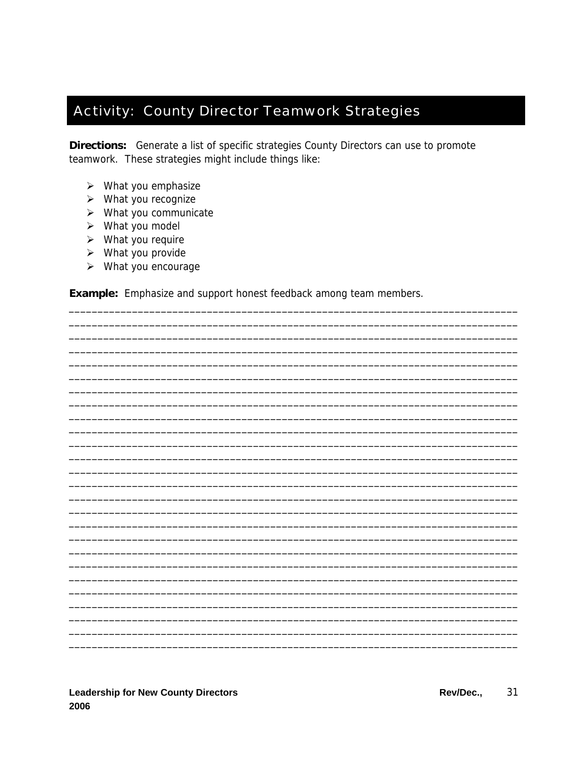## Activity: County Director Teamwork Strategies

**Directions:** Generate a list of specific strategies County Directors can use to promote teamwork. These strategies might include things like:

- What you emphasize
- What you recognize
- What you communicate
- What you model
- What you require
- What you provide
- What you encourage

**Example:** Emphasize and support honest feedback among team members.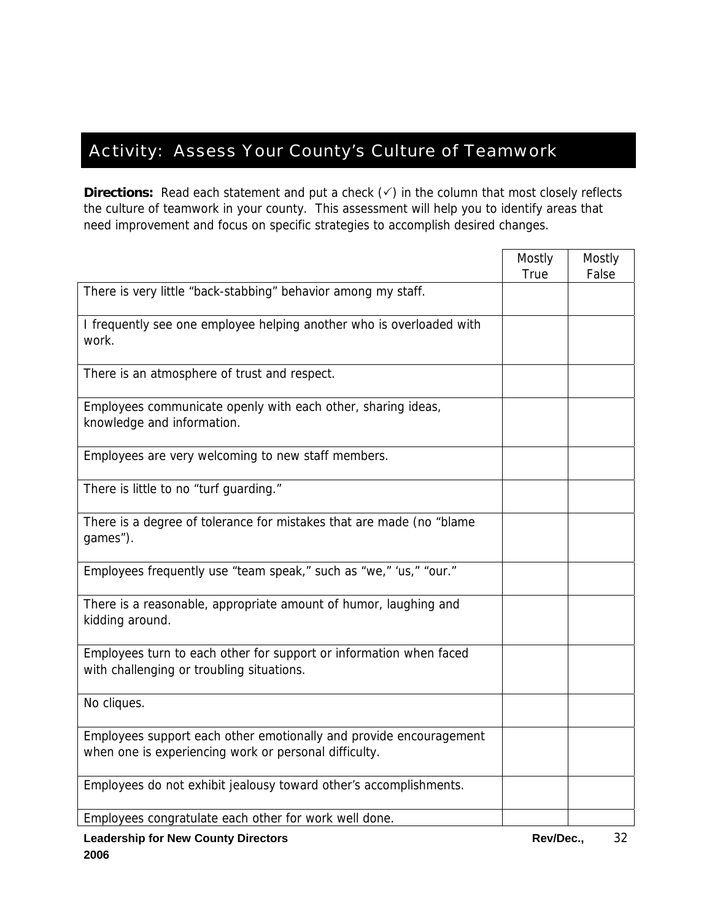## Activity: Assess Your County's Culture of Teamwork

**Directions:** Read each statement and put a check (✓) in the column that most closely reflects the culture of teamwork in your county. This assessment will help you to identify areas that need improvement and focus on specific strategies to accomplish desired changes.

| | Mostly True | Mostly False |
|---|---|---|
| There is very little "back-stabbing" behavior among my staff. | | |
| I frequently see one employee helping another who is overloaded with work. | | |
| There is an atmosphere of trust and respect. | | |
| Employees communicate openly with each other, sharing ideas, knowledge and information. | | |
| Employees are very welcoming to new staff members. | | |
| There is little to no "turf guarding." | | |
| There is a degree of tolerance for mistakes that are made (no "blame games"). | | |
| Employees frequently use "team speak," such as "we," 'us," "our." | | |
| There is a reasonable, appropriate amount of humor, laughing and kidding around. | | |
| Employees turn to each other for support or information when faced with challenging or troubling situations. | | |
| No cliques. | | |
| Employees support each other emotionally and provide encouragement when one is experiencing work or personal difficulty. | | |
| Employees do not exhibit jealousy toward other's accomplishments. | | |
| Employees congratulate each other for work well done. | | |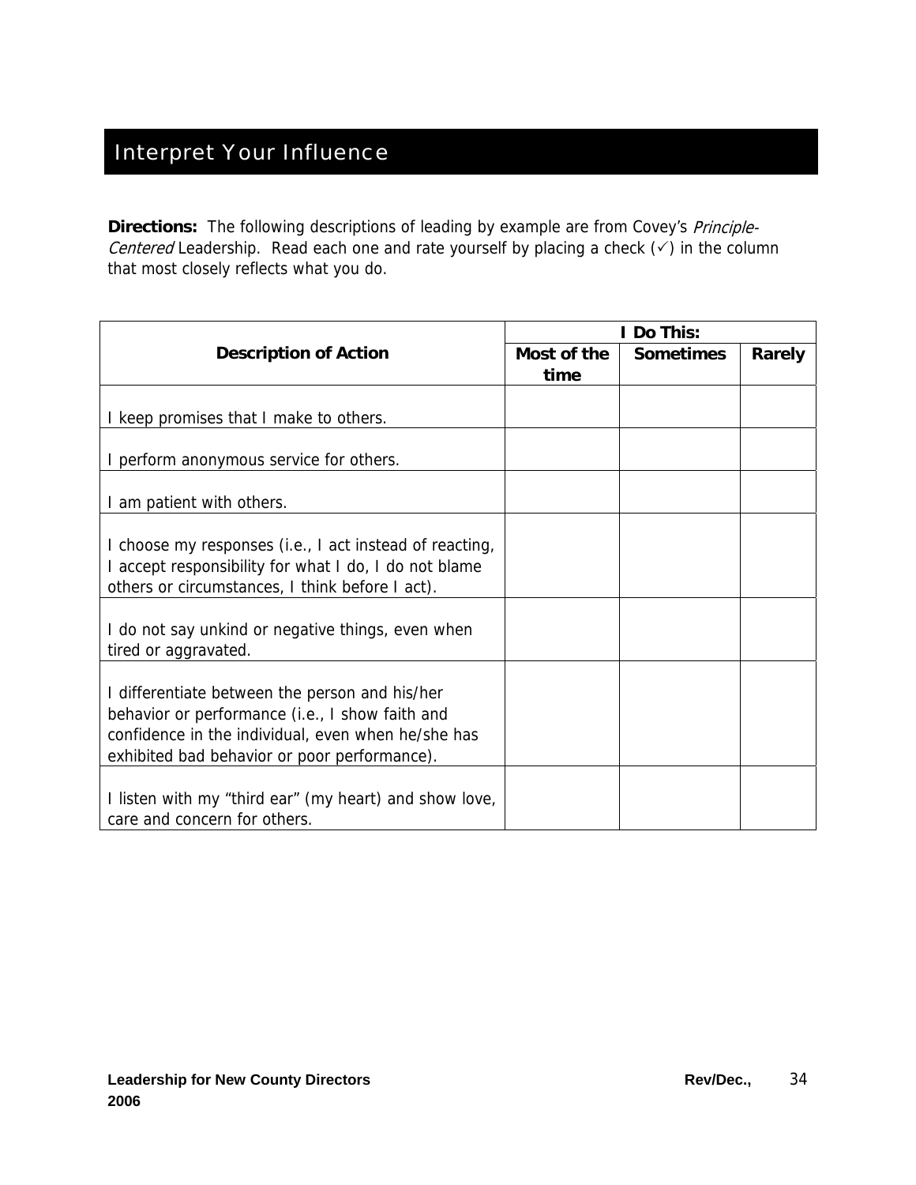# Interpret Your Influence

**Directions:** The following descriptions of leading by example are from Covey's *Principle-Centered* Leadership. Read each one and rate yourself by placing a check (✓) in the column that most closely reflects what you do.

| Description of Action | I Do This: | | |
|---|---|---|---|
| | **Most of the time** | **Sometimes** | **Rarely** |
| I keep promises that I make to others. | | | |
| I perform anonymous service for others. | | | |
| I am patient with others. | | | |
| I choose my responses (i.e., I act instead of reacting, I accept responsibility for what I do, I do not blame others or circumstances, I think before I act). | | | |
| I do not say unkind or negative things, even when tired or aggravated. | | | |
| I differentiate between the person and his/her behavior or performance (i.e., I show faith and confidence in the individual, even when he/she has exhibited bad behavior or poor performance). | | | |
| I listen with my "third ear" (my heart) and show love, care and concern for others. | | | |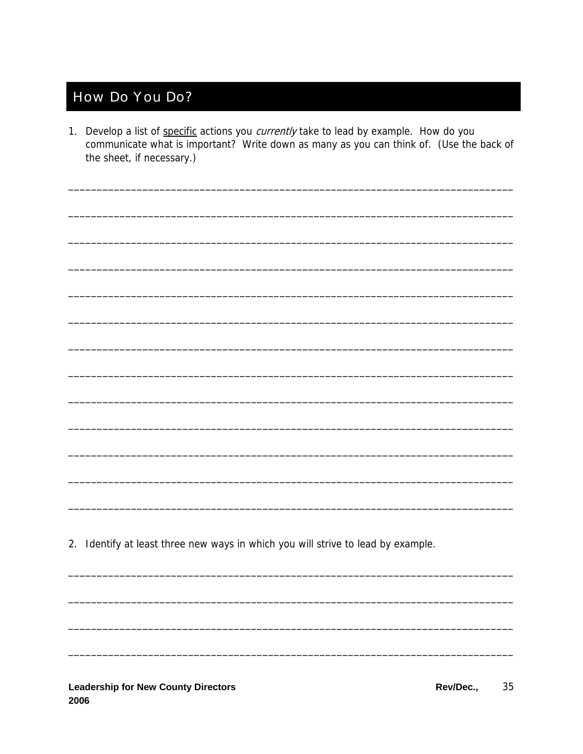# How Do You Do?

1. Develop a list of <u>specific</u> actions you *currently* take to lead by example. How do you communicate what is important? Write down as many as you can think of. (Use the back of the sheet, if necessary.)

_______________________________________________________________________________

_______________________________________________________________________________

_______________________________________________________________________________

_______________________________________________________________________________

_______________________________________________________________________________

_______________________________________________________________________________

_______________________________________________________________________________

_______________________________________________________________________________

_______________________________________________________________________________

_______________________________________________________________________________

_______________________________________________________________________________

_______________________________________________________________________________

_______________________________________________________________________________

2. Identify at least three new ways in which you will strive to lead by example.

_______________________________________________________________________________

_______________________________________________________________________________

_______________________________________________________________________________

_______________________________________________________________________________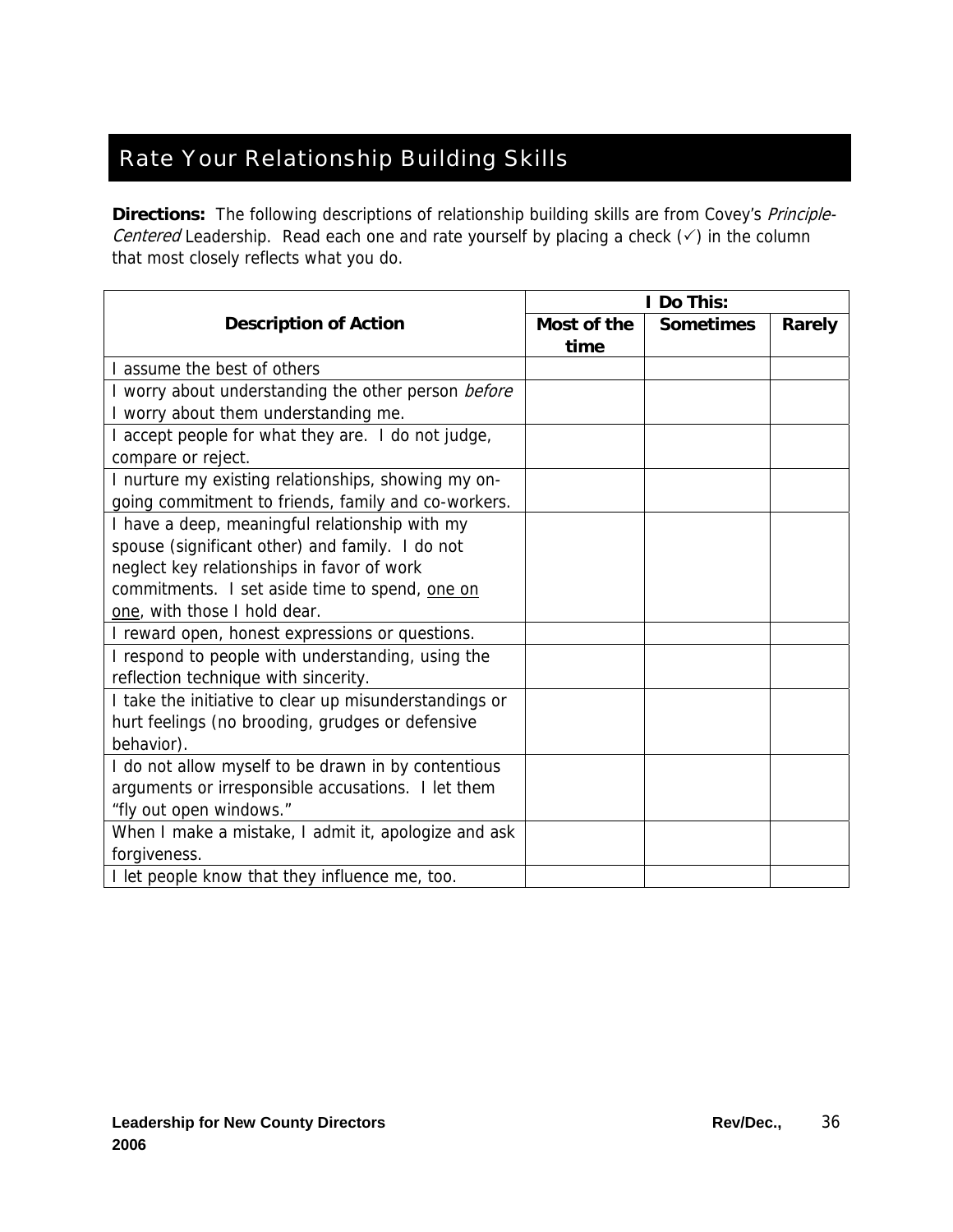# Rate Your Relationship Building Skills

**Directions:** The following descriptions of relationship building skills are from Covey's *Principle-Centered* Leadership. Read each one and rate yourself by placing a check (✓) in the column that most closely reflects what you do.

| Description of Action | I Do This: | | |
|---|---|---|---|
| | **Most of the time** | **Sometimes** | **Rarely** |
| I assume the best of others | | | |
| I worry about understanding the other person *before* I worry about them understanding me. | | | |
| I accept people for what they are. I do not judge, compare or reject. | | | |
| I nurture my existing relationships, showing my on-going commitment to friends, family and co-workers. | | | |
| I have a deep, meaningful relationship with my spouse (significant other) and family. I do not neglect key relationships in favor of work commitments. I set aside time to spend, <u>one on one</u>, with those I hold dear. | | | |
| I reward open, honest expressions or questions. | | | |
| I respond to people with understanding, using the reflection technique with sincerity. | | | |
| I take the initiative to clear up misunderstandings or hurt feelings (no brooding, grudges or defensive behavior). | | | |
| I do not allow myself to be drawn in by contentious arguments or irresponsible accusations. I let them "fly out open windows." | | | |
| When I make a mistake, I admit it, apologize and ask forgiveness. | | | |
| I let people know that they influence me, too. | | | |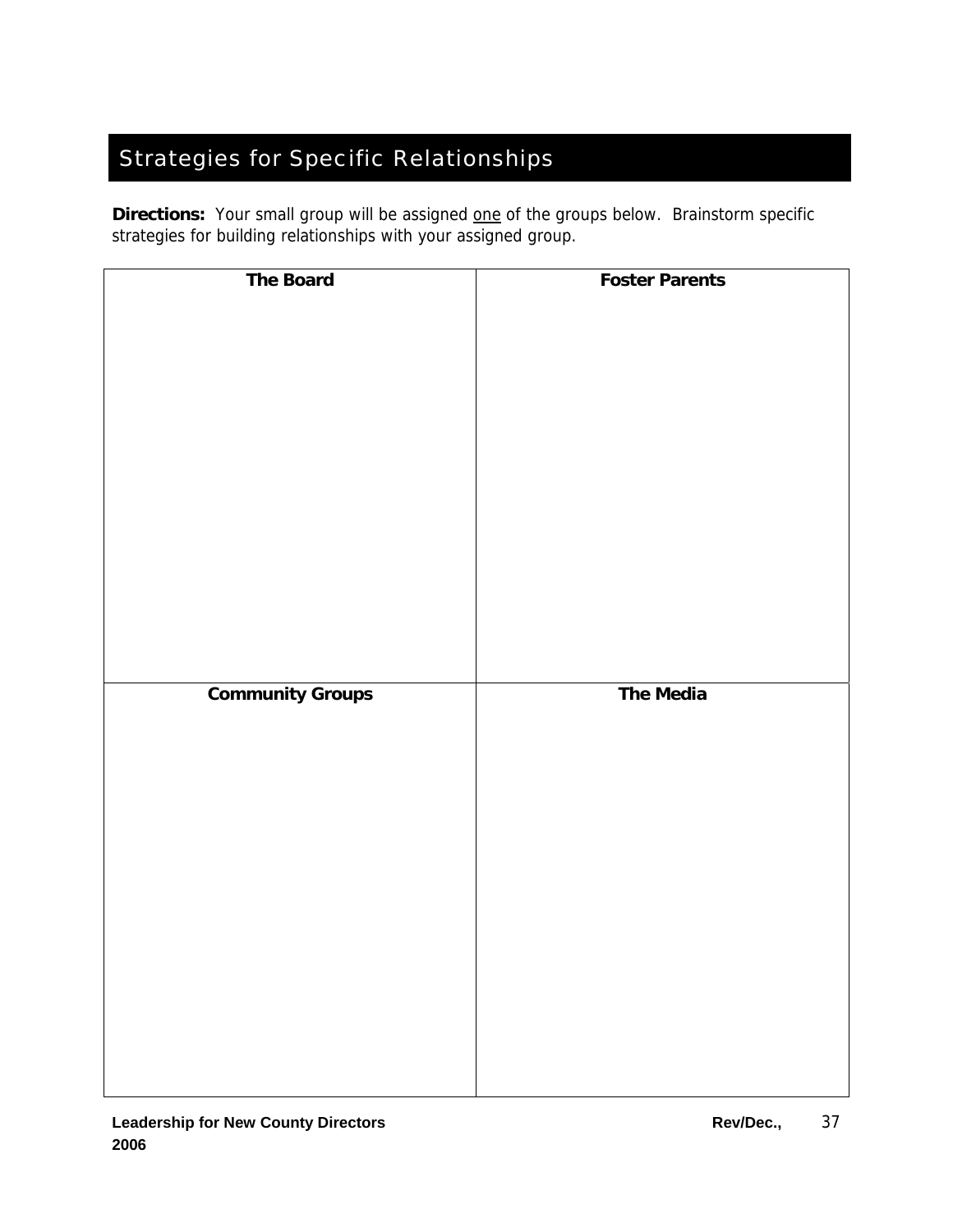# Strategies for Specific Relationships

**Directions:** Your small group will be assigned <u>one</u> of the groups below. Brainstorm specific strategies for building relationships with your assigned group.

| The Board | Foster Parents |
|---|---|
| | |
| **Community Groups** | **The Media** |
| | |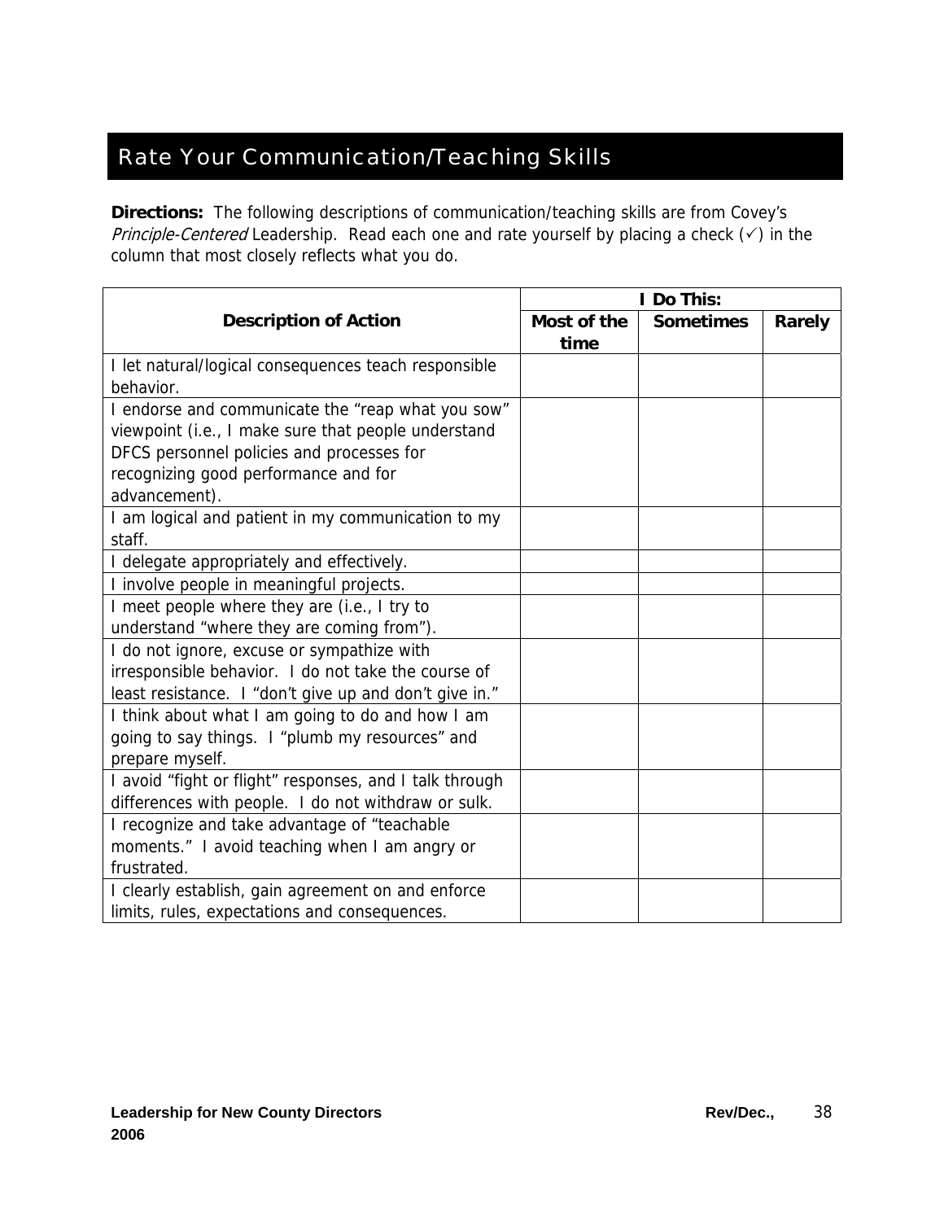# Rate Your Communication/Teaching Skills

**Directions:** The following descriptions of communication/teaching skills are from Covey's *Principle-Centered* Leadership. Read each one and rate yourself by placing a check (✓) in the column that most closely reflects what you do.

| Description of Action | I Do This: | | |
|---|---|---|---|
| | Most of the time | Sometimes | Rarely |
| I let natural/logical consequences teach responsible behavior. | | | |
| I endorse and communicate the "reap what you sow" viewpoint (i.e., I make sure that people understand DFCS personnel policies and processes for recognizing good performance and for advancement). | | | |
| I am logical and patient in my communication to my staff. | | | |
| I delegate appropriately and effectively. | | | |
| I involve people in meaningful projects. | | | |
| I meet people where they are (i.e., I try to understand "where they are coming from"). | | | |
| I do not ignore, excuse or sympathize with irresponsible behavior. I do not take the course of least resistance. I "don't give up and don't give in." | | | |
| I think about what I am going to do and how I am going to say things. I "plumb my resources" and prepare myself. | | | |
| I avoid "fight or flight" responses, and I talk through differences with people. I do not withdraw or sulk. | | | |
| I recognize and take advantage of "teachable moments." I avoid teaching when I am angry or frustrated. | | | |
| I clearly establish, gain agreement on and enforce limits, rules, expectations and consequences. | | | |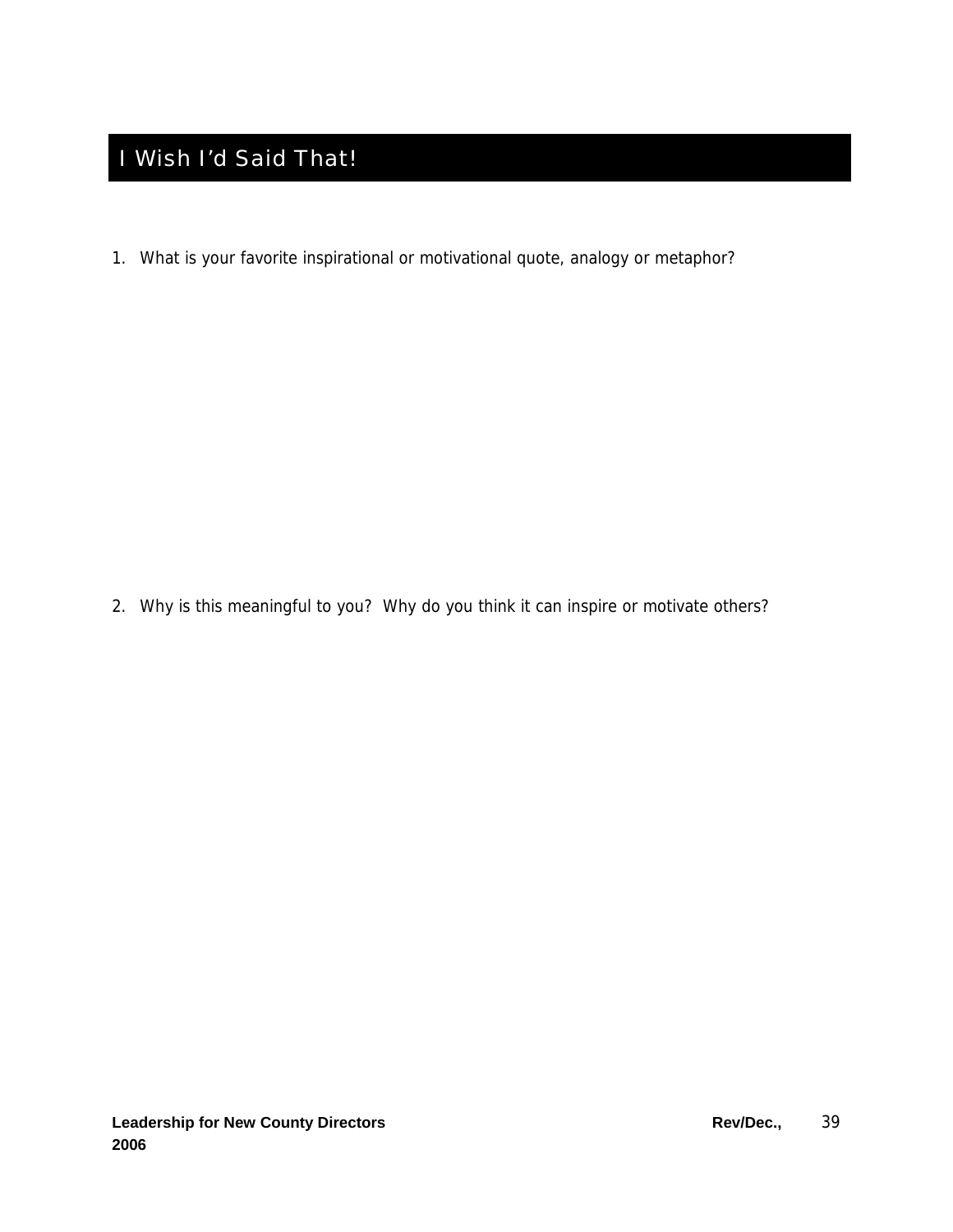# I Wish I'd Said That!

1. What is your favorite inspirational or motivational quote, analogy or metaphor?

2. Why is this meaningful to you? Why do you think it can inspire or motivate others?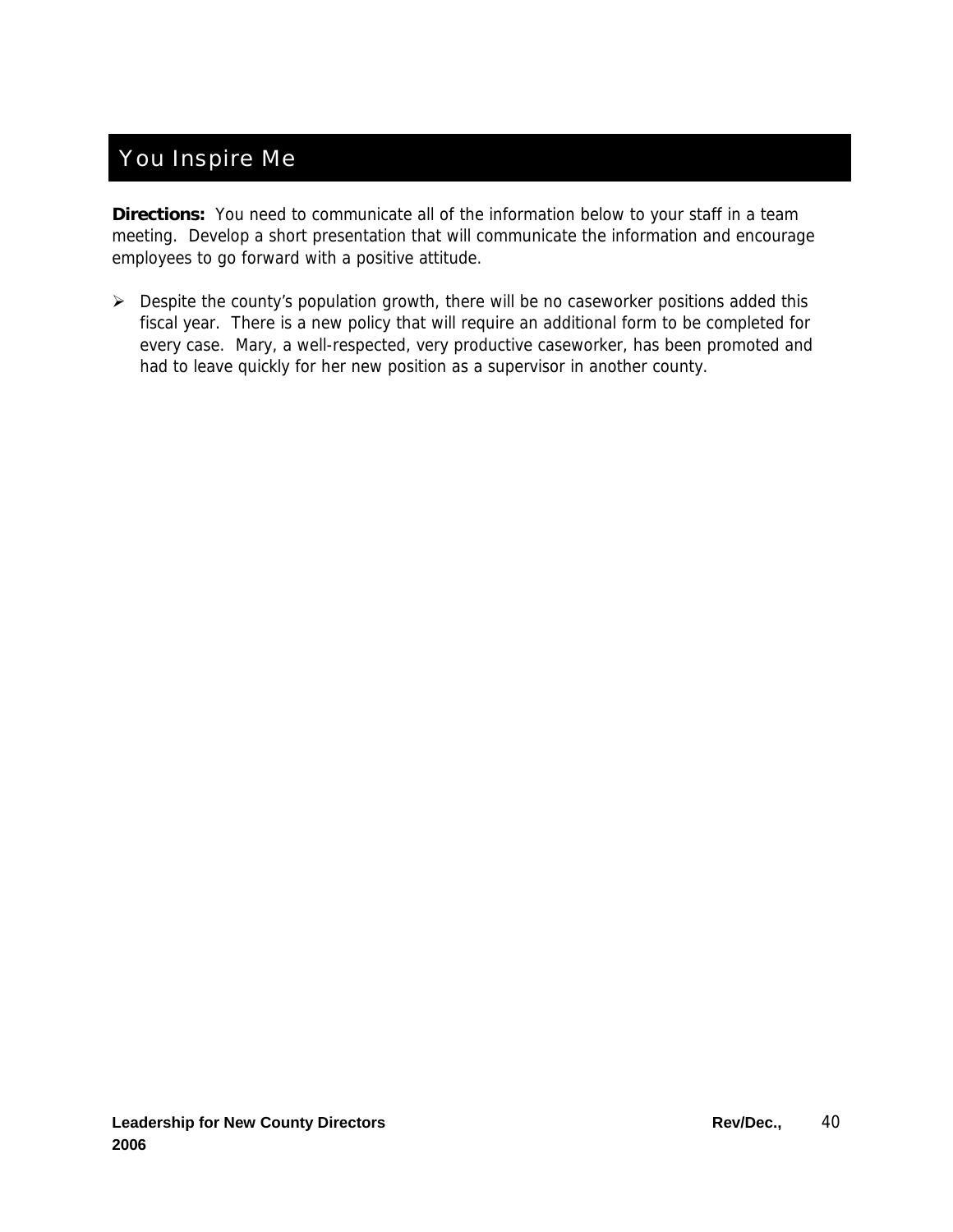# You Inspire Me

**Directions:** You need to communicate all of the information below to your staff in a team meeting. Develop a short presentation that will communicate the information and encourage employees to go forward with a positive attitude.

- Despite the county's population growth, there will be no caseworker positions added this fiscal year. There is a new policy that will require an additional form to be completed for every case. Mary, a well-respected, very productive caseworker, has been promoted and had to leave quickly for her new position as a supervisor in another county.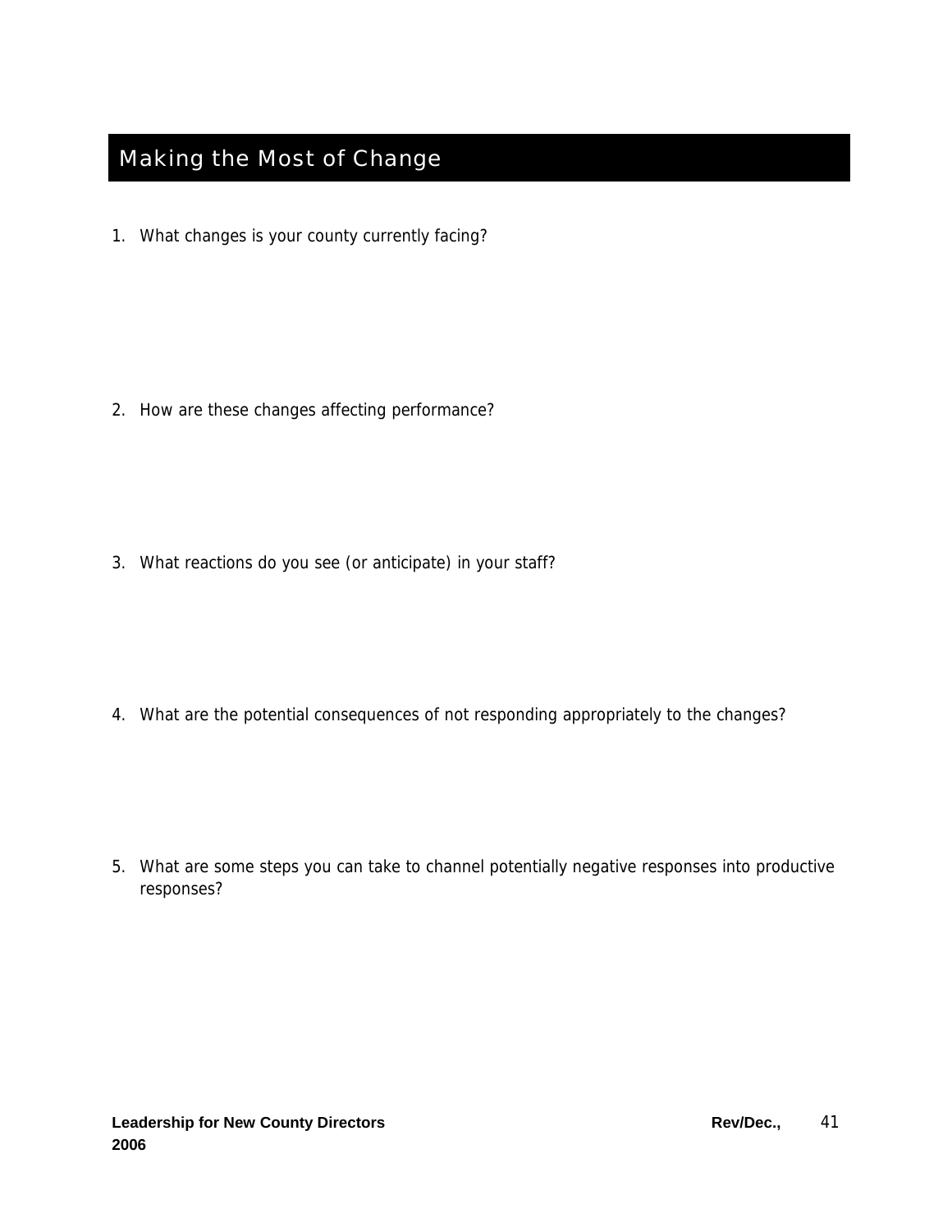# Making the Most of Change

1. What changes is your county currently facing?

2. How are these changes affecting performance?

3. What reactions do you see (or anticipate) in your staff?

4. What are the potential consequences of not responding appropriately to the changes?

5. What are some steps you can take to channel potentially negative responses into productive responses?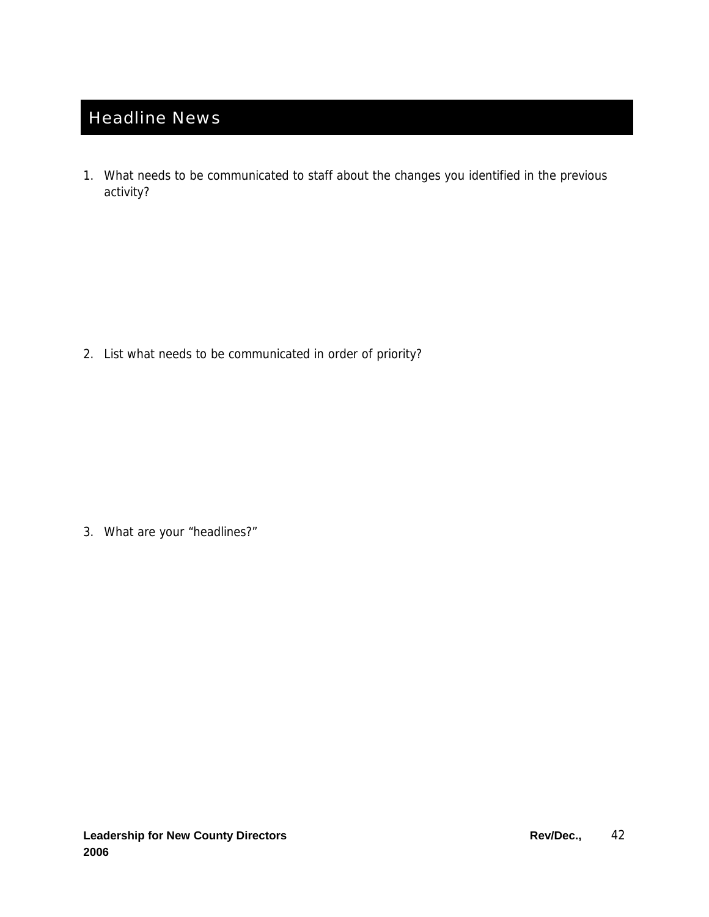# Headline News

1. What needs to be communicated to staff about the changes you identified in the previous activity?

2. List what needs to be communicated in order of priority?

3. What are your "headlines?"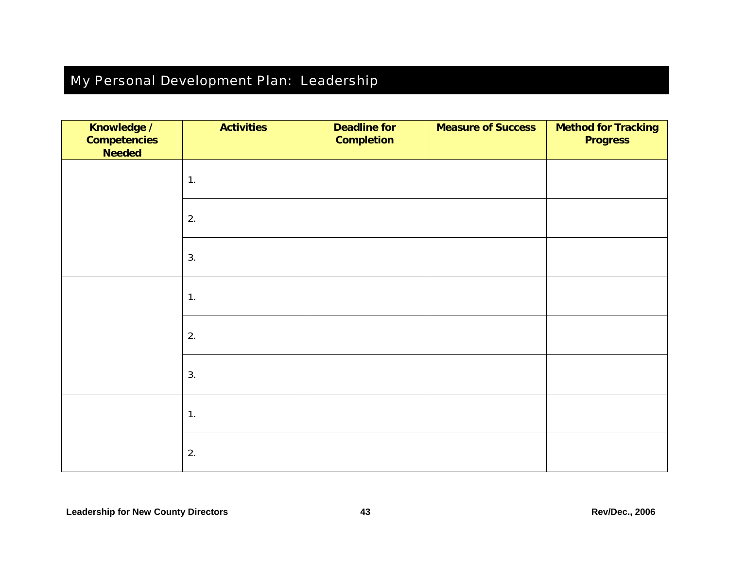## My Personal Development Plan: Leadership

| Knowledge / Competencies Needed | Activities | Deadline for Completion | Measure of Success | Method for Tracking Progress |
|---|---|---|---|---|
| | 1. | | | |
| | 2. | | | |
| | 3. | | | |
| | 1. | | | |
| | 2. | | | |
| | 3. | | | |
| | 1. | | | |
| | 2. | | | |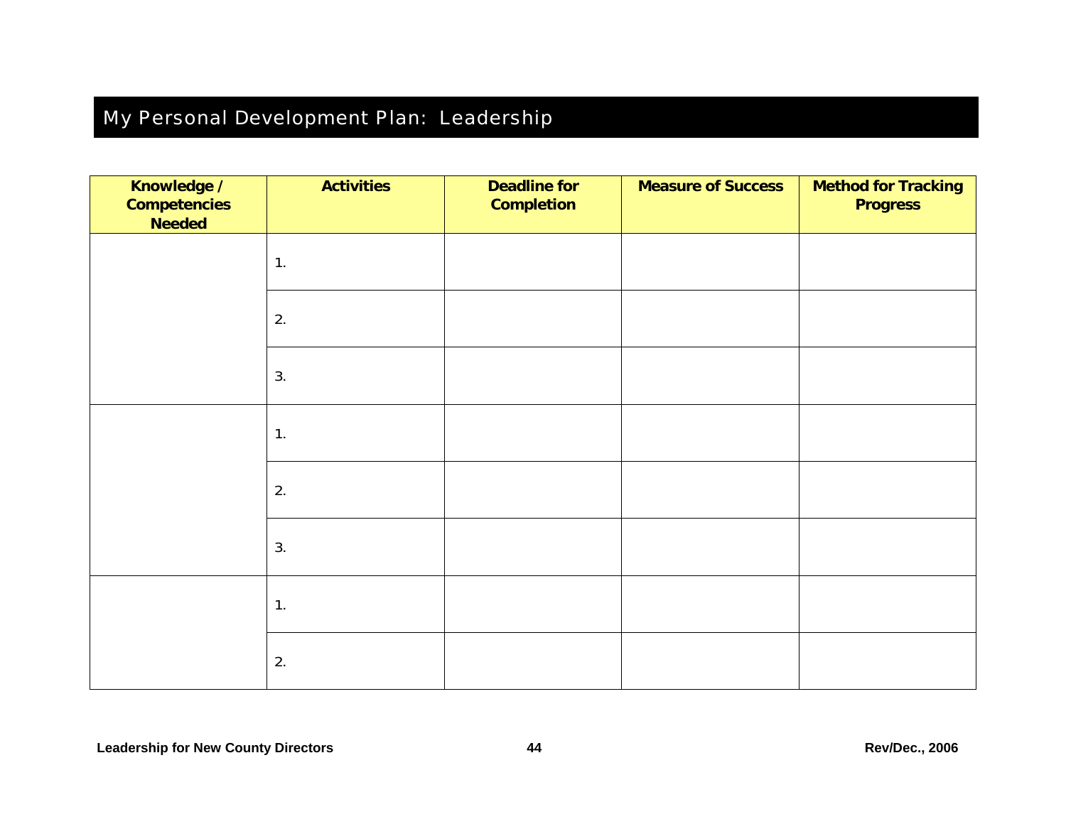# My Personal Development Plan: Leadership

| Knowledge / Competencies Needed | Activities | Deadline for Completion | Measure of Success | Method for Tracking Progress |
|---|---|---|---|---|
| | 1. | | | |
| | 2. | | | |
| | 3. | | | |
| | 1. | | | |
| | 2. | | | |
| | 3. | | | |
| | 1. | | | |
| | 2. | | | |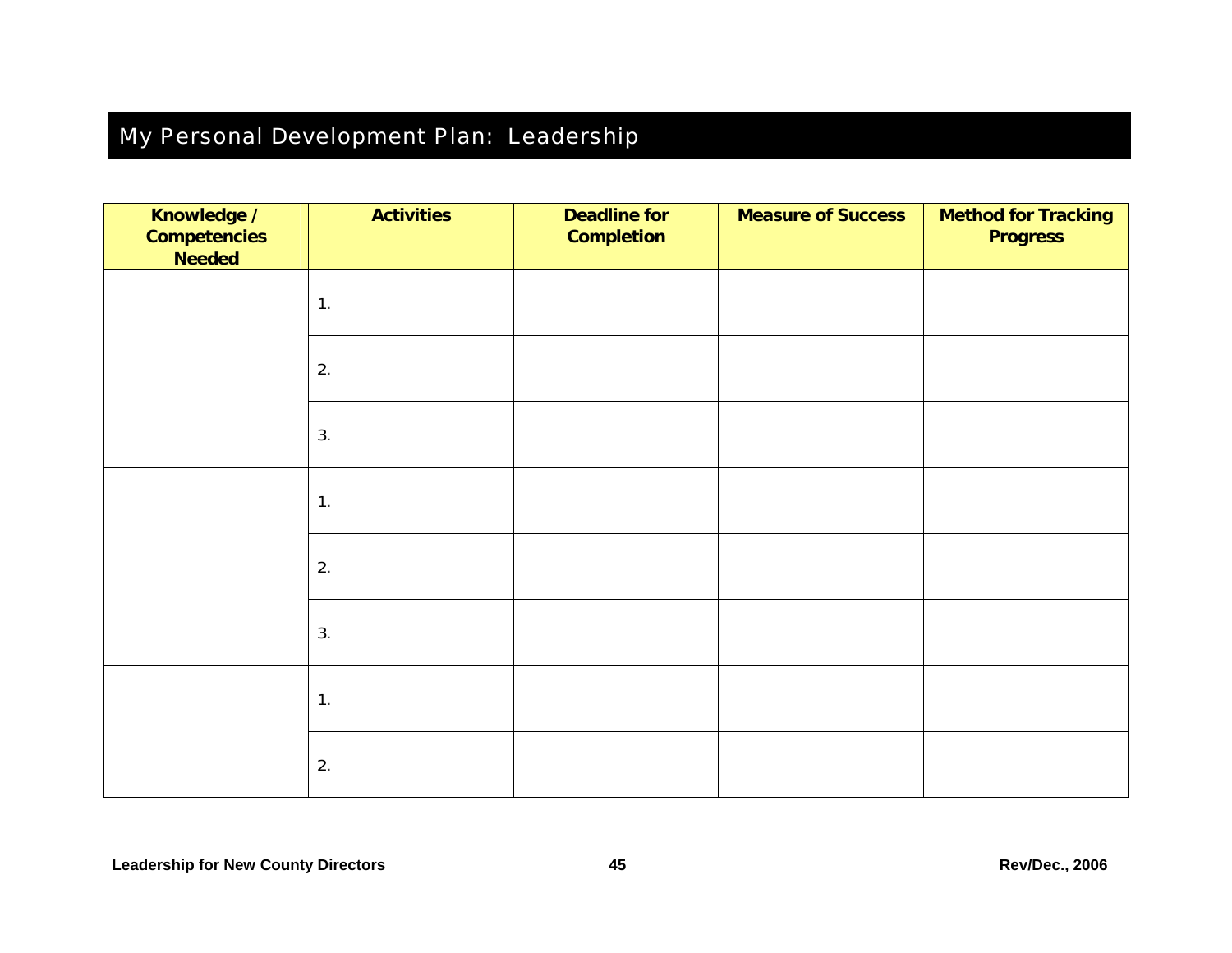# My Personal Development Plan: Leadership

| Knowledge / Competencies Needed | Activities | Deadline for Completion | Measure of Success | Method for Tracking Progress |
|---|---|---|---|---|
| | 1. | | | |
| | 2. | | | |
| | 3. | | | |
| | 1. | | | |
| | 2. | | | |
| | 3. | | | |
| | 1. | | | |
| | 2. | | | |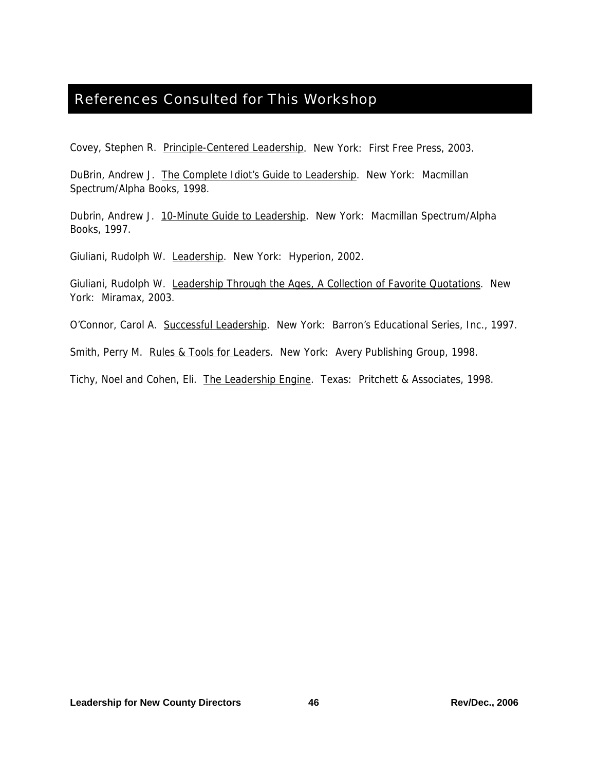# References Consulted for This Workshop

Covey, Stephen R. Principle-Centered Leadership. New York: First Free Press, 2003.

DuBrin, Andrew J. The Complete Idiot's Guide to Leadership. New York: Macmillan Spectrum/Alpha Books, 1998.

Dubrin, Andrew J. 10-Minute Guide to Leadership. New York: Macmillan Spectrum/Alpha Books, 1997.

Giuliani, Rudolph W. Leadership. New York: Hyperion, 2002.

Giuliani, Rudolph W. Leadership Through the Ages, A Collection of Favorite Quotations. New York: Miramax, 2003.

O'Connor, Carol A. Successful Leadership. New York: Barron's Educational Series, Inc., 1997.

Smith, Perry M. Rules & Tools for Leaders. New York: Avery Publishing Group, 1998.

Tichy, Noel and Cohen, Eli. The Leadership Engine. Texas: Pritchett & Associates, 1998.